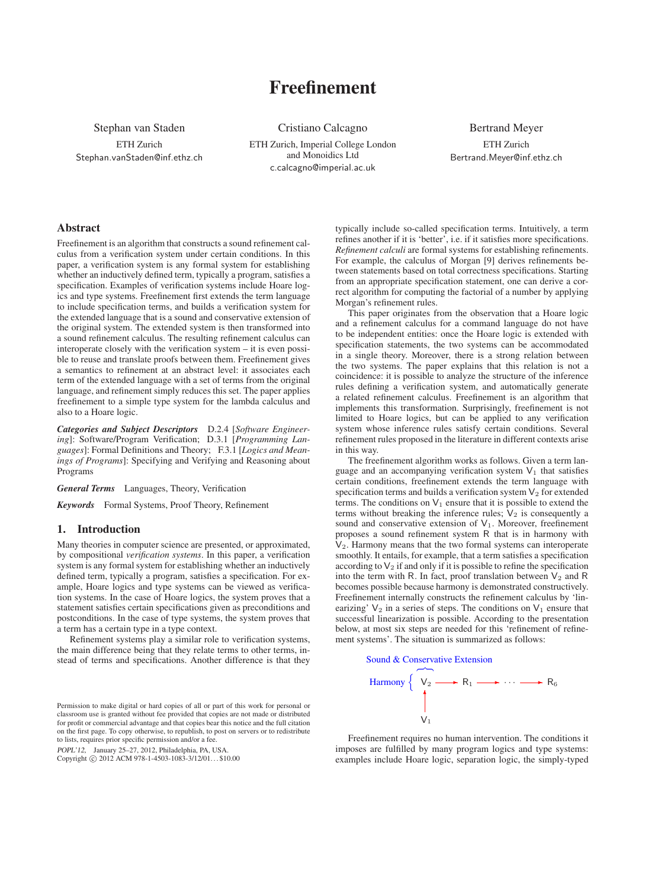# Freefinement

Stephan van Staden
ETH Zurich
Stephan.vanStaden@inf.ethz.ch

Cristiano Calcagno
ETH Zurich, Imperial College London and Monoidics Ltd
c.calcagno@imperial.ac.uk

Bertrand Meyer
ETH Zurich
Bertrand.Meyer@inf.ethz.ch

## Abstract

Freefinement is an algorithm that constructs a sound refinement calculus from a verification system under certain conditions. In this paper, a verification system is any formal system for establishing whether an inductively defined term, typically a program, satisfies a specification. Examples of verification systems include Hoare logics and type systems. Freefinement first extends the term language to include specification terms, and builds a verification system for the extended language that is a sound and conservative extension of the original system. The extended system is then transformed into a sound refinement calculus. The resulting refinement calculus can interoperate closely with the verification system – it is even possible to reuse and translate proofs between them. Freefinement gives a semantics to refinement at an abstract level: it associates each term of the extended language with a set of terms from the original language, and refinement simply reduces this set. The paper applies freefinement to a simple type system for the lambda calculus and also to a Hoare logic.

***Categories and Subject Descriptors*** D.2.4 [*Software Engineering*]: Software/Program Verification; D.3.1 [*Programming Languages*]: Formal Definitions and Theory; F.3.1 [*Logics and Meanings of Programs*]: Specifying and Verifying and Reasoning about Programs

***General Terms*** Languages, Theory, Verification

***Keywords*** Formal Systems, Proof Theory, Refinement

## 1. Introduction

Many theories in computer science are presented, or approximated, by compositional *verification systems*. In this paper, a verification system is any formal system for establishing whether an inductively defined term, typically a program, satisfies a specification. For example, Hoare logics and type systems can be viewed as verification systems. In the case of Hoare logics, the system proves that a statement satisfies certain specifications given as preconditions and postconditions. In the case of type systems, the system proves that a term has a certain type in a type context.

Refinement systems play a similar role to verification systems, the main difference being that they relate terms to other terms, instead of terms and specifications. Another difference is that they typically include so-called specification terms. Intuitively, a term refines another if it is 'better', i.e. if it satisfies more specifications. *Refinement calculi* are formal systems for establishing refinements. For example, the calculus of Morgan [9] derives refinements between statements based on total correctness specifications. Starting from an appropriate specification statement, one can derive a correct algorithm for computing the factorial of a number by applying Morgan's refinement rules.

This paper originates from the observation that a Hoare logic and a refinement calculus for a command language do not have to be independent entities: once the Hoare logic is extended with specification statements, the two systems can be accommodated in a single theory. Moreover, there is a strong relation between the two systems. The paper explains that this relation is not a coincidence: it is possible to analyze the structure of the inference rules defining a verification system, and automatically generate a related refinement calculus. Freefinement is an algorithm that implements this transformation. Surprisingly, freefinement is not limited to Hoare logics, but can be applied to any verification system whose inference rules satisfy certain conditions. Several refinement rules proposed in the literature in different contexts arise in this way.

The freefinement algorithm works as follows. Given a term language and an accompanying verification system $\mathsf{V}_1$ that satisfies certain conditions, freefinement extends the term language with specification terms and builds a verification system $\mathsf{V}_2$ for extended terms. The conditions on $\mathsf{V}_1$ ensure that it is possible to extend the terms without breaking the inference rules; $\mathsf{V}_2$ is consequently a sound and conservative extension of $\mathsf{V}_1$. Moreover, freefinement proposes a sound refinement system $\mathsf{R}$ that is in harmony with $\mathsf{V}_2$. Harmony means that the two formal systems can interoperate smoothly. It entails, for example, that a term satisfies a specification according to $\mathsf{V}_2$ if and only if it is possible to refine the specification into the term with $\mathsf{R}$. In fact, proof translation between $\mathsf{V}_2$ and $\mathsf{R}$ becomes possible because harmony is demonstrated constructively. Freefinement internally constructs the refinement calculus by 'linearizing' $\mathsf{V}_2$ in a series of steps. The conditions on $\mathsf{V}_1$ ensure that successful linearization is possible. According to the presentation below, at most six steps are needed for this 'refinement of refinement systems'. The situation is summarized as follows:

Sound & Conservative Extension

Harmony { $\mathsf{V}_2$ ⟶ $\mathsf{R}_1$ ⟶ ··· ⟶ $\mathsf{R}_6$

$\mathsf{V}_1$

Freefinement requires no human intervention. The conditions it imposes are fulfilled by many program logics and type systems: examples include Hoare logic, separation logic, the simply-typed

Permission to make digital or hard copies of all or part of this work for personal or classroom use is granted without fee provided that copies are not made or distributed for profit or commercial advantage and that copies bear this notice and the full citation on the first page. To copy otherwise, to republish, to post on servers or to redistribute to lists, requires prior specific permission and/or a fee.
*POPL'12*, January 25–27, 2012, Philadelphia, PA, USA.
Copyright © 2012 ACM 978-1-4503-1083-3/12/01. . . $10.00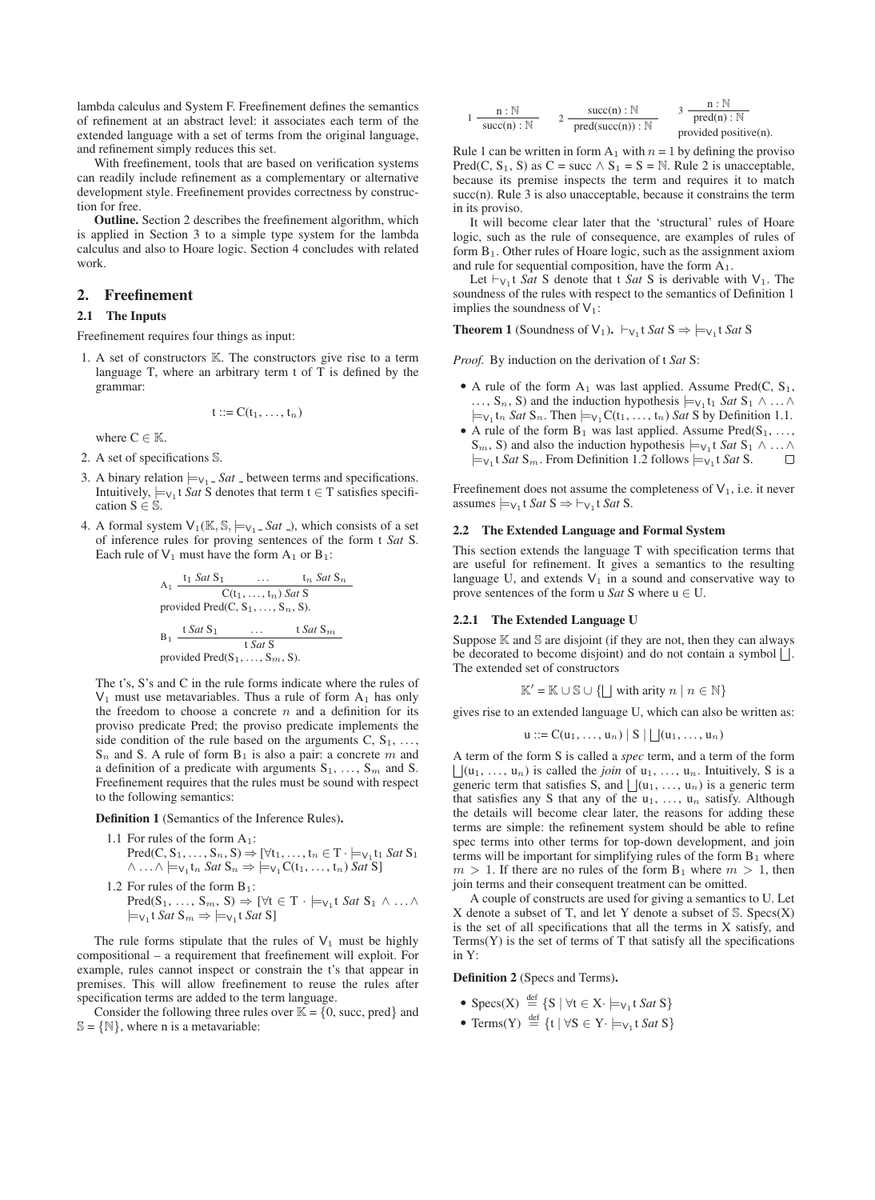lambda calculus and System F. Freefinement defines the semantics of refinement at an abstract level: it associates each term of the extended language with a set of terms from the original language, and refinement simply reduces this set.

With freefinement, tools that are based on verification systems can readily include refinement as a complementary or alternative development style. Freefinement provides correctness by construction for free.

**Outline.** Section 2 describes the freefinement algorithm, which is applied in Section 3 to a simple type system for the lambda calculus and also to Hoare logic. Section 4 concludes with related work.

## 2. Freefinement

### 2.1 The Inputs

Freefinement requires four things as input:

1. A set of constructors $\mathbb{K}$. The constructors give rise to a term language T, where an arbitrary term t of T is defined by the grammar:

$$\mathrm{t} ::= \mathrm{C}(\mathrm{t}_1, \ldots, \mathrm{t}_n)$$

   where $\mathrm{C} \in \mathbb{K}$.

2. A set of specifications $\mathbb{S}$.

3. A binary relation $\models_{\mathsf{V}_1}$ _ *Sat* _ between terms and specifications. Intuitively, $\models_{\mathsf{V}_1} \mathrm{t}$ *Sat* S denotes that term $\mathrm{t} \in \mathrm{T}$ satisfies specification $\mathrm{S} \in \mathbb{S}$.

4. A formal system $\mathsf{V}_1(\mathbb{K}, \mathbb{S}, \models_{\mathsf{V}_1}$ _ *Sat* _$)$, which consists of a set of inference rules for proving sentences of the form t *Sat* S. Each rule of $\mathsf{V}_1$ must have the form $\mathrm{A}_1$ or $\mathrm{B}_1$:

$$\mathrm{A}_1\ \frac{\mathrm{t}_1\ \textit{Sat}\ \mathrm{S}_1 \qquad \ldots \qquad \mathrm{t}_n\ \textit{Sat}\ \mathrm{S}_n}{\mathrm{C}(\mathrm{t}_1, \ldots, \mathrm{t}_n)\ \textit{Sat}\ \mathrm{S}}$$
provided $\mathrm{Pred}(\mathrm{C}, \mathrm{S}_1, \ldots, \mathrm{S}_n, \mathrm{S})$.

$$\mathrm{B}_1\ \frac{\mathrm{t}\ \textit{Sat}\ \mathrm{S}_1 \qquad \ldots \qquad \mathrm{t}\ \textit{Sat}\ \mathrm{S}_m}{\mathrm{t}\ \textit{Sat}\ \mathrm{S}}$$
provided $\mathrm{Pred}(\mathrm{S}_1, \ldots, \mathrm{S}_m, \mathrm{S})$.

The t's, S's and C in the rule forms indicate where the rules of $\mathsf{V}_1$ must use metavariables. Thus a rule of form $\mathrm{A}_1$ has only the freedom to choose a concrete $n$ and a definition for its proviso predicate Pred; the proviso predicate implements the side condition of the rule based on the arguments C, $\mathrm{S}_1$, …, $\mathrm{S}_n$ and S. A rule of form $\mathrm{B}_1$ is also a pair: a concrete $m$ and a definition of a predicate with arguments $\mathrm{S}_1$, …, $\mathrm{S}_m$ and S. Freefinement requires that the rules must be sound with respect to the following semantics:

**Definition 1** (Semantics of the Inference Rules)**.**

1.1 For rules of the form $\mathrm{A}_1$:
$\mathrm{Pred}(\mathrm{C}, \mathrm{S}_1, \ldots, \mathrm{S}_n, \mathrm{S}) \Rightarrow [\forall \mathrm{t}_1, \ldots, \mathrm{t}_n \in \mathrm{T} \cdot \models_{\mathsf{V}_1} \mathrm{t}_1\ \textit{Sat}\ \mathrm{S}_1 \wedge \ldots \wedge \models_{\mathsf{V}_1} \mathrm{t}_n\ \textit{Sat}\ \mathrm{S}_n \Rightarrow\ \models_{\mathsf{V}_1} \mathrm{C}(\mathrm{t}_1, \ldots, \mathrm{t}_n)\ \textit{Sat}\ \mathrm{S}]$

1.2 For rules of the form $\mathrm{B}_1$:
$\mathrm{Pred}(\mathrm{S}_1, \ldots, \mathrm{S}_m, \mathrm{S}) \Rightarrow [\forall \mathrm{t} \in \mathrm{T} \cdot \models_{\mathsf{V}_1} \mathrm{t}\ \textit{Sat}\ \mathrm{S}_1 \wedge \ldots \wedge \models_{\mathsf{V}_1} \mathrm{t}\ \textit{Sat}\ \mathrm{S}_m \Rightarrow\ \models_{\mathsf{V}_1} \mathrm{t}\ \textit{Sat}\ \mathrm{S}]$

The rule forms stipulate that the rules of $\mathsf{V}_1$ must be highly compositional – a requirement that freefinement will exploit. For example, rules cannot inspect or constrain the t's that appear in premises. This will allow freefinement to reuse the rules after specification terms are added to the term language.

Consider the following three rules over $\mathbb{K} = \{0, \mathrm{succ}, \mathrm{pred}\}$ and $\mathbb{S} = \{\mathbb{N}\}$, where n is a metavariable:

$$1\ \frac{\mathrm{n} : \mathbb{N}}{\mathrm{succ}(\mathrm{n}) : \mathbb{N}} \qquad 2\ \frac{\mathrm{succ}(\mathrm{n}) : \mathbb{N}}{\mathrm{pred}(\mathrm{succ}(\mathrm{n})) : \mathbb{N}} \qquad 3\ \frac{\mathrm{n} : \mathbb{N}}{\mathrm{pred}(\mathrm{n}) : \mathbb{N}}$$
provided positive(n).

Rule 1 can be written in form $\mathrm{A}_1$ with $n = 1$ by defining the proviso $\mathrm{Pred}(\mathrm{C}, \mathrm{S}_1, \mathrm{S})$ as $\mathrm{C} = \mathrm{succ} \wedge \mathrm{S}_1 = \mathrm{S} = \mathbb{N}$. Rule 2 is unacceptable, because its premise inspects the term and requires it to match succ(n). Rule 3 is also unacceptable, because it constrains the term in its proviso.

It will become clear later that the 'structural' rules of Hoare logic, such as the rule of consequence, are examples of rules of form $\mathrm{B}_1$. Other rules of Hoare logic, such as the assignment axiom and rule for sequential composition, have the form $\mathrm{A}_1$.

Let $\vdash_{\mathsf{V}_1} \mathrm{t}$ *Sat* S denote that t *Sat* S is derivable with $\mathsf{V}_1$. The soundness of the rules with respect to the semantics of Definition 1 implies the soundness of $\mathsf{V}_1$:

**Theorem 1** (Soundness of $\mathsf{V}_1$)**.** $\vdash_{\mathsf{V}_1} \mathrm{t}\ \textit{Sat}\ \mathrm{S} \Rightarrow\ \models_{\mathsf{V}_1} \mathrm{t}\ \textit{Sat}\ \mathrm{S}$

*Proof.* By induction on the derivation of t *Sat* S:

- A rule of the form $\mathrm{A}_1$ was last applied. Assume $\mathrm{Pred}(\mathrm{C}, \mathrm{S}_1, \ldots, \mathrm{S}_n, \mathrm{S})$ and the induction hypothesis $\models_{\mathsf{V}_1} \mathrm{t}_1\ \textit{Sat}\ \mathrm{S}_1 \wedge \ldots \wedge \models_{\mathsf{V}_1} \mathrm{t}_n\ \textit{Sat}\ \mathrm{S}_n$. Then $\models_{\mathsf{V}_1} \mathrm{C}(\mathrm{t}_1, \ldots, \mathrm{t}_n)\ \textit{Sat}\ \mathrm{S}$ by Definition 1.1.
- A rule of the form $\mathrm{B}_1$ was last applied. Assume $\mathrm{Pred}(\mathrm{S}_1, \ldots, \mathrm{S}_m, \mathrm{S})$ and also the induction hypothesis $\models_{\mathsf{V}_1} \mathrm{t}\ \textit{Sat}\ \mathrm{S}_1 \wedge \ldots \wedge \models_{\mathsf{V}_1} \mathrm{t}\ \textit{Sat}\ \mathrm{S}_m$. From Definition 1.2 follows $\models_{\mathsf{V}_1} \mathrm{t}\ \textit{Sat}\ \mathrm{S}$. □

Freefinement does not assume the completeness of $\mathsf{V}_1$, i.e. it never assumes $\models_{\mathsf{V}_1} \mathrm{t}\ \textit{Sat}\ \mathrm{S} \Rightarrow\ \vdash_{\mathsf{V}_1} \mathrm{t}\ \textit{Sat}\ \mathrm{S}$.

### 2.2 The Extended Language and Formal System

This section extends the language T with specification terms that are useful for refinement. It gives a semantics to the resulting language U, and extends $\mathsf{V}_1$ in a sound and conservative way to prove sentences of the form u *Sat* S where $\mathrm{u} \in \mathrm{U}$.

#### 2.2.1 The Extended Language U

Suppose $\mathbb{K}$ and $\mathbb{S}$ are disjoint (if they are not, then they can always be decorated to become disjoint) and do not contain a symbol $\bigsqcup$. The extended set of constructors

$$\mathbb{K}' = \mathbb{K} \cup \mathbb{S} \cup \{\textstyle\bigsqcup \text{ with arity } n \mid n \in \mathbb{N}\}$$

gives rise to an extended language U, which can also be written as:

$$\mathrm{u} ::= \mathrm{C}(\mathrm{u}_1, \ldots, \mathrm{u}_n) \mid \mathrm{S} \mid \textstyle\bigsqcup(\mathrm{u}_1, \ldots, \mathrm{u}_n)$$

A term of the form S is called a *spec* term, and a term of the form $\bigsqcup(\mathrm{u}_1, \ldots, \mathrm{u}_n)$ is called the *join* of $\mathrm{u}_1$, …, $\mathrm{u}_n$. Intuitively, S is a generic term that satisfies S, and $\bigsqcup(\mathrm{u}_1, \ldots, \mathrm{u}_n)$ is a generic term that satisfies any S that any of the $\mathrm{u}_1$, …, $\mathrm{u}_n$ satisfy. Although the details will become clear later, the reasons for adding these terms are simple: the refinement system should be able to refine spec terms into other terms for top-down development, and join terms will be important for simplifying rules of the form $\mathrm{B}_1$ where $m > 1$. If there are no rules of the form $\mathrm{B}_1$ where $m > 1$, then join terms and their consequent treatment can be omitted.

A couple of constructs are used for giving a semantics to U. Let X denote a subset of T, and let Y denote a subset of $\mathbb{S}$. Specs(X) is the set of all specifications that all the terms in X satisfy, and Terms(Y) is the set of terms of T that satisfy all the specifications in Y:

**Definition 2** (Specs and Terms)**.**

- $\mathrm{Specs}(\mathrm{X}) \stackrel{\mathrm{def}}{=} \{\mathrm{S} \mid \forall \mathrm{t} \in \mathrm{X} \cdot \models_{\mathsf{V}_1} \mathrm{t}\ \textit{Sat}\ \mathrm{S}\}$
- $\mathrm{Terms}(\mathrm{Y}) \stackrel{\mathrm{def}}{=} \{\mathrm{t} \mid \forall \mathrm{S} \in \mathrm{Y} \cdot \models_{\mathsf{V}_1} \mathrm{t}\ \textit{Sat}\ \mathrm{S}\}$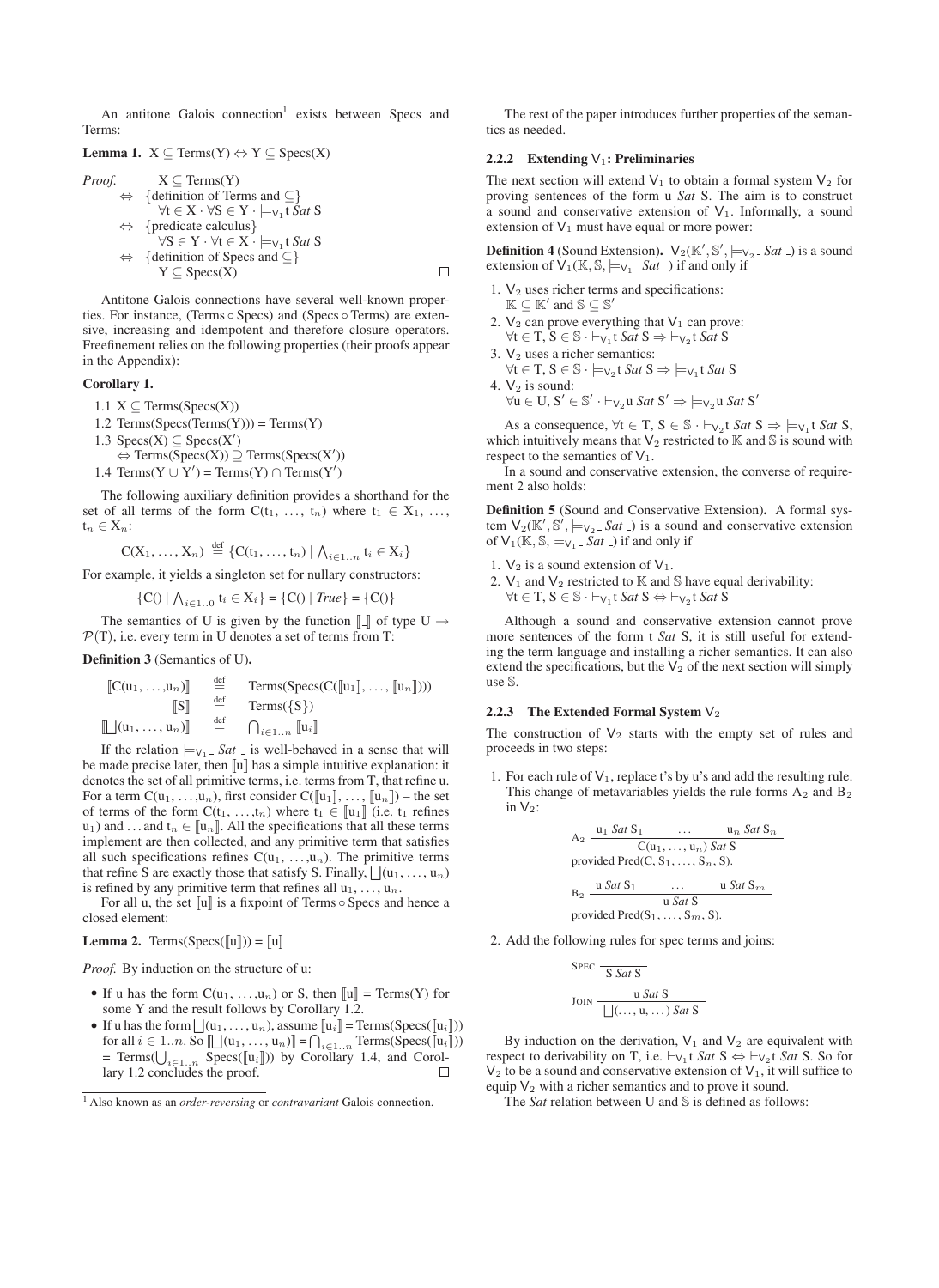An antitone Galois connection[1] exists between Specs and Terms:

**Lemma 1.** $\mathrm{X} \subseteq \mathrm{Terms(Y)} \Leftrightarrow \mathrm{Y} \subseteq \mathrm{Specs(X)}$

*Proof.*

$$
\begin{array}{ll}
 & \mathrm{X} \subseteq \mathrm{Terms(Y)} \\
\Leftrightarrow & \{\text{definition of Terms and } \subseteq\} \\
 & \forall \mathrm{t} \in \mathrm{X} \cdot \forall \mathrm{S} \in \mathrm{Y} \cdot \models_{\mathsf{V}_1} \mathrm{t}\ \mathit{Sat}\ \mathrm{S} \\
\Leftrightarrow & \{\text{predicate calculus}\} \\
 & \forall \mathrm{S} \in \mathrm{Y} \cdot \forall \mathrm{t} \in \mathrm{X} \cdot \models_{\mathsf{V}_1} \mathrm{t}\ \mathit{Sat}\ \mathrm{S} \\
\Leftrightarrow & \{\text{definition of Specs and } \subseteq\} \\
 & \mathrm{Y} \subseteq \mathrm{Specs(X)}
\end{array}
$$

□

Antitone Galois connections have several well-known properties. For instance, (Terms ∘ Specs) and (Specs ∘ Terms) are extensive, increasing and idempotent and therefore closure operators. Freefinement relies on the following properties (their proofs appear in the Appendix):

**Corollary 1.**

1.1 $\mathrm{X} \subseteq \mathrm{Terms(Specs(X))}$
1.2 $\mathrm{Terms(Specs(Terms(Y)))} = \mathrm{Terms(Y)}$
1.3 $\mathrm{Specs(X)} \subseteq \mathrm{Specs(X')}$
$\quad\Leftrightarrow \mathrm{Terms(Specs(X))} \supseteq \mathrm{Terms(Specs(X'))}$
1.4 $\mathrm{Terms(Y \cup Y')} = \mathrm{Terms(Y)} \cap \mathrm{Terms(Y')}$

The following auxiliary definition provides a shorthand for the set of all terms of the form $\mathrm{C}(\mathrm{t}_1, \ldots, \mathrm{t}_n)$ where $\mathrm{t}_1 \in \mathrm{X}_1, \ldots, \mathrm{t}_n \in \mathrm{X}_n$:

$$\mathrm{C}(\mathrm{X}_1, \ldots, \mathrm{X}_n) \stackrel{\text{def}}{=} \{\mathrm{C}(\mathrm{t}_1, \ldots, \mathrm{t}_n) \mid \textstyle\bigwedge_{i \in 1..n} \mathrm{t}_i \in \mathrm{X}_i\}$$

For example, it yields a singleton set for nullary constructors:

$$\{\mathrm{C}() \mid \textstyle\bigwedge_{i \in 1..0} \mathrm{t}_i \in \mathrm{X}_i\} = \{\mathrm{C}() \mid \mathit{True}\} = \{\mathrm{C}()\}$$

The semantics of U is given by the function $[\![\_]\!]$ of type $\mathrm{U} \to \mathcal{P}(\mathrm{T})$, i.e. every term in U denotes a set of terms from T:

**Definition 3** (Semantics of U)**.**

$$
\begin{array}{rcl}
[\![\mathrm{C}(\mathrm{u}_1, \ldots, \mathrm{u}_n)]\!] & \stackrel{\text{def}}{=} & \mathrm{Terms(Specs(C(}[\![\mathrm{u}_1]\!], \ldots, [\![\mathrm{u}_n]\!])))  \\
[\![\mathrm{S}]\!] & \stackrel{\text{def}}{=} & \mathrm{Terms}(\{\mathrm{S}\}) \\
[\![\bigsqcup(\mathrm{u}_1, \ldots, \mathrm{u}_n)]\!] & \stackrel{\text{def}}{=} & \bigcap_{i \in 1..n} [\![\mathrm{u}_i]\!]
\end{array}
$$

If the relation $\models_{\mathsf{V}_1}$ _ *Sat* _ is well-behaved in a sense that will be made precise later, then $[\![\mathrm{u}]\!]$ has a simple intuitive explanation: it denotes the set of all primitive terms, i.e. terms from T, that refine u. For a term $\mathrm{C}(\mathrm{u}_1, \ldots, \mathrm{u}_n)$, first consider $\mathrm{C}([\![\mathrm{u}_1]\!], \ldots, [\![\mathrm{u}_n]\!])$ – the set of terms of the form $\mathrm{C}(\mathrm{t}_1, \ldots, \mathrm{t}_n)$ where $\mathrm{t}_1 \in [\![\mathrm{u}_1]\!]$ (i.e. $\mathrm{t}_1$ refines $\mathrm{u}_1$) and …and $\mathrm{t}_n \in [\![\mathrm{u}_n]\!]$. All the specifications that all these terms implement are then collected, and any primitive term that satisfies all such specifications refines $\mathrm{C}(\mathrm{u}_1, \ldots, \mathrm{u}_n)$. The primitive terms that refine S are exactly those that satisfy S. Finally, $\bigsqcup(\mathrm{u}_1, \ldots, \mathrm{u}_n)$ is refined by any primitive term that refines all $\mathrm{u}_1, \ldots, \mathrm{u}_n$.

For all u, the set $[\![\mathrm{u}]\!]$ is a fixpoint of Terms ∘ Specs and hence a closed element:

**Lemma 2.** $\mathrm{Terms(Specs(}[\![\mathrm{u}]\!])) = [\![\mathrm{u}]\!]$

*Proof.* By induction on the structure of u:

- If u has the form $\mathrm{C}(\mathrm{u}_1, \ldots, \mathrm{u}_n)$ or S, then $[\![\mathrm{u}]\!] = \mathrm{Terms(Y)}$ for some Y and the result follows by Corollary 1.2.
- If u has the form $\bigsqcup(\mathrm{u}_1, \ldots, \mathrm{u}_n)$, assume $[\![\mathrm{u}_i]\!] = \mathrm{Terms(Specs(}[\![\mathrm{u}_i]\!]))$ for all $i \in 1..n$. So $[\![\bigsqcup(\mathrm{u}_1, \ldots, \mathrm{u}_n)]\!] = \bigcap_{i \in 1..n} \mathrm{Terms(Specs(}[\![\mathrm{u}_i]\!]))$ $= \mathrm{Terms}(\bigcup_{i \in 1..n} \mathrm{Specs(}[\![\mathrm{u}_i]\!]))$ by Corollary 1.4, and Corollary 1.2 concludes the proof. □

[1] Also known as an *order-reversing* or *contravariant* Galois connection.

The rest of the paper introduces further properties of the semantics as needed.

#### 2.2.2 Extending $\mathsf{V}_1$: Preliminaries

The next section will extend $\mathsf{V}_1$ to obtain a formal system $\mathsf{V}_2$ for proving sentences of the form u *Sat* S. The aim is to construct a sound and conservative extension of $\mathsf{V}_1$. Informally, a sound extension of $\mathsf{V}_1$ must have equal or more power:

**Definition 4** (Sound Extension)**.** $\mathsf{V}_2(\mathbb{K}', \mathbb{S}', \models_{\mathsf{V}_2}$ _ *Sat* _$)$ is a sound extension of $\mathsf{V}_1(\mathbb{K}, \mathbb{S}, \models_{\mathsf{V}_1}$ _ *Sat* _$)$ if and only if

1. $\mathsf{V}_2$ uses richer terms and specifications:
$\mathbb{K} \subseteq \mathbb{K}'$ and $\mathbb{S} \subseteq \mathbb{S}'$
2. $\mathsf{V}_2$ can prove everything that $\mathsf{V}_1$ can prove:
$\forall \mathrm{t} \in \mathrm{T}, \mathrm{S} \in \mathbb{S} \cdot \vdash_{\mathsf{V}_1} \mathrm{t}\ \mathit{Sat}\ \mathrm{S} \Rightarrow \vdash_{\mathsf{V}_2} \mathrm{t}\ \mathit{Sat}\ \mathrm{S}$
3. $\mathsf{V}_2$ uses a richer semantics:
$\forall \mathrm{t} \in \mathrm{T}, \mathrm{S} \in \mathbb{S} \cdot \models_{\mathsf{V}_2} \mathrm{t}\ \mathit{Sat}\ \mathrm{S} \Rightarrow \models_{\mathsf{V}_1} \mathrm{t}\ \mathit{Sat}\ \mathrm{S}$
4. $\mathsf{V}_2$ is sound:
$\forall \mathrm{u} \in \mathrm{U}, \mathrm{S}' \in \mathbb{S}' \cdot \vdash_{\mathsf{V}_2} \mathrm{u}\ \mathit{Sat}\ \mathrm{S}' \Rightarrow \models_{\mathsf{V}_2} \mathrm{u}\ \mathit{Sat}\ \mathrm{S}'$

As a consequence, $\forall \mathrm{t} \in \mathrm{T}, \mathrm{S} \in \mathbb{S} \cdot \vdash_{\mathsf{V}_2} \mathrm{t}\ \mathit{Sat}\ \mathrm{S} \Rightarrow \models_{\mathsf{V}_1} \mathrm{t}\ \mathit{Sat}\ \mathrm{S}$, which intuitively means that $\mathsf{V}_2$ restricted to $\mathbb{K}$ and $\mathbb{S}$ is sound with respect to the semantics of $\mathsf{V}_1$.

In a sound and conservative extension, the converse of requirement 2 also holds:

**Definition 5** (Sound and Conservative Extension)**.** A formal system $\mathsf{V}_2(\mathbb{K}', \mathbb{S}', \models_{\mathsf{V}_2}$ _ *Sat* _$)$ is a sound and conservative extension of $\mathsf{V}_1(\mathbb{K}, \mathbb{S}, \models_{\mathsf{V}_1}$ _ *Sat* _$)$ if and only if

1. $\mathsf{V}_2$ is a sound extension of $\mathsf{V}_1$.
2. $\mathsf{V}_1$ and $\mathsf{V}_2$ restricted to $\mathbb{K}$ and $\mathbb{S}$ have equal derivability:
$\forall \mathrm{t} \in \mathrm{T}, \mathrm{S} \in \mathbb{S} \cdot \vdash_{\mathsf{V}_1} \mathrm{t}\ \mathit{Sat}\ \mathrm{S} \Leftrightarrow \vdash_{\mathsf{V}_2} \mathrm{t}\ \mathit{Sat}\ \mathrm{S}$

Although a sound and conservative extension cannot prove more sentences of the form t *Sat* S, it is still useful for extending the term language and installing a richer semantics. It can also extend the specifications, but the $\mathsf{V}_2$ of the next section will simply use $\mathbb{S}$.

#### 2.2.3 The Extended Formal System $\mathsf{V}_2$

The construction of $\mathsf{V}_2$ starts with the empty set of rules and proceeds in two steps:

1. For each rule of $\mathsf{V}_1$, replace t's by u's and add the resulting rule. This change of metavariables yields the rule forms $\mathrm{A}_2$ and $\mathrm{B}_2$ in $\mathsf{V}_2$:

$$\mathrm{A}_2\ \frac{\mathrm{u}_1\ \mathit{Sat}\ \mathrm{S}_1 \qquad \ldots \qquad \mathrm{u}_n\ \mathit{Sat}\ \mathrm{S}_n}{\mathrm{C}(\mathrm{u}_1, \ldots, \mathrm{u}_n)\ \mathit{Sat}\ \mathrm{S}}$$
provided $\mathrm{Pred}(\mathrm{C}, \mathrm{S}_1, \ldots, \mathrm{S}_n, \mathrm{S})$.

$$\mathrm{B}_2\ \frac{\mathrm{u}\ \mathit{Sat}\ \mathrm{S}_1 \qquad \ldots \qquad \mathrm{u}\ \mathit{Sat}\ \mathrm{S}_m}{\mathrm{u}\ \mathit{Sat}\ \mathrm{S}}$$
provided $\mathrm{Pred}(\mathrm{S}_1, \ldots, \mathrm{S}_m, \mathrm{S})$.

2. Add the following rules for spec terms and joins:

$$\textsc{Spec}\ \frac{}{\mathrm{S}\ \mathit{Sat}\ \mathrm{S}}$$

$$\textsc{Join}\ \frac{\mathrm{u}\ \mathit{Sat}\ \mathrm{S}}{\bigsqcup(\ldots, \mathrm{u}, \ldots)\ \mathit{Sat}\ \mathrm{S}}$$

By induction on the derivation, $\mathsf{V}_1$ and $\mathsf{V}_2$ are equivalent with respect to derivability on T, i.e. $\vdash_{\mathsf{V}_1} \mathrm{t}\ \mathit{Sat}\ \mathrm{S} \Leftrightarrow \vdash_{\mathsf{V}_2} \mathrm{t}\ \mathit{Sat}\ \mathrm{S}$. So for $\mathsf{V}_2$ to be a sound and conservative extension of $\mathsf{V}_1$, it will suffice to equip $\mathsf{V}_2$ with a richer semantics and to prove it sound.

The *Sat* relation between U and $\mathbb{S}$ is defined as follows: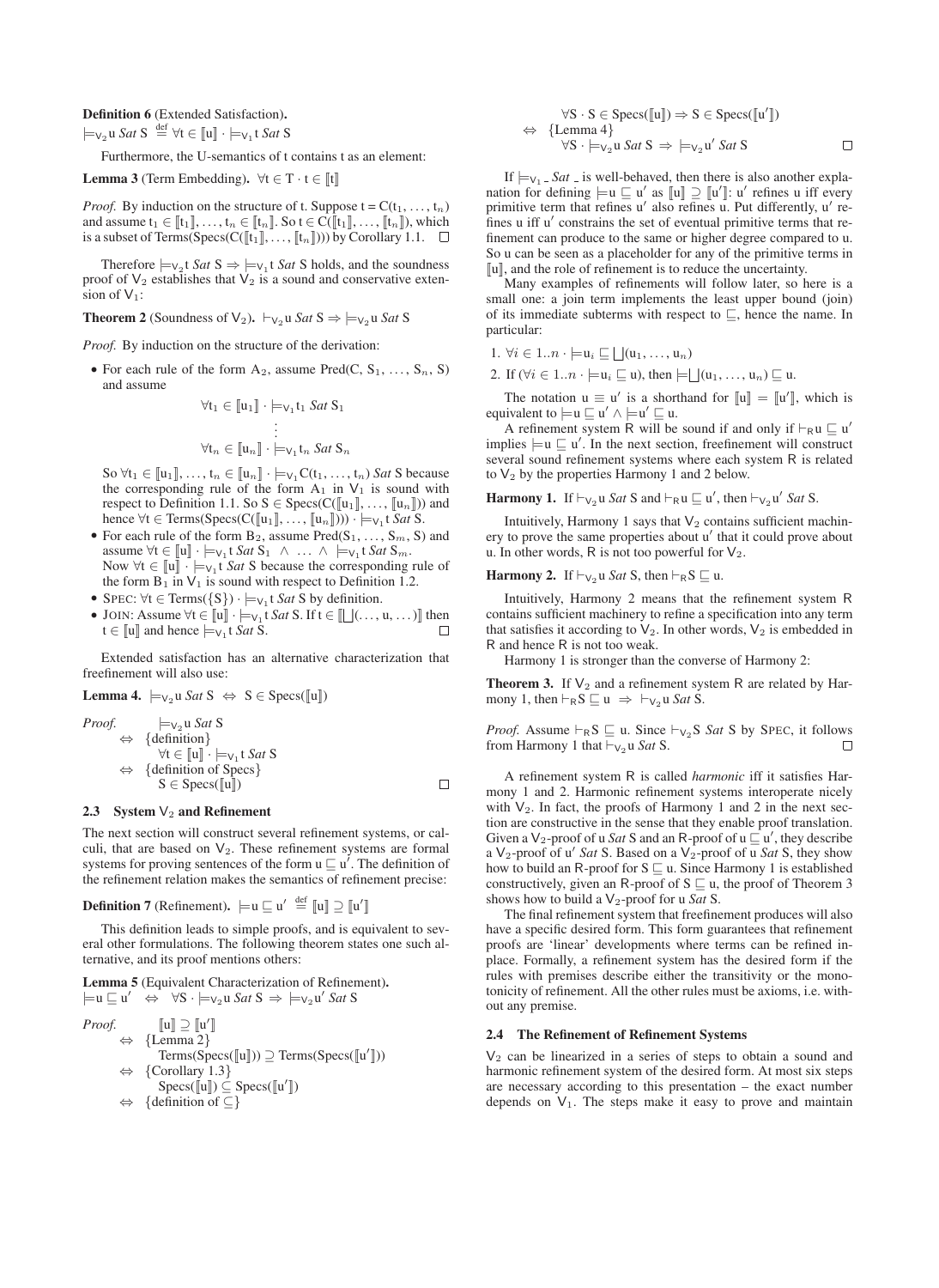**Definition 6** (Extended Satisfaction)**.**
$\models_{V_2} u\ \mathit{Sat}\ S \overset{\text{def}}{=} \forall t \in [\![u]\!] \cdot \models_{V_1} t\ \mathit{Sat}\ S$

Furthermore, the U-semantics of t contains t as an element:

**Lemma 3** (Term Embedding)**.** $\forall t \in T \cdot t \in [\![t]\!]$

*Proof.* By induction on the structure of t. Suppose $t = C(t_1, \ldots, t_n)$ and assume $t_1 \in [\![t_1]\!], \ldots, t_n \in [\![t_n]\!]$. So $t \in C([\![t_1]\!], \ldots, [\![t_n]\!])$, which is a subset of $\text{Terms}(\text{Specs}(C([\![t_1]\!], \ldots, [\![t_n]\!])))$ by Corollary 1.1. □

Therefore $\models_{V_2} t\ \mathit{Sat}\ S \Rightarrow \models_{V_1} t\ \mathit{Sat}\ S$ holds, and the soundness proof of $V_2$ establishes that $V_2$ is a sound and conservative extension of $V_1$:

**Theorem 2** (Soundness of $V_2$)**.** $\vdash_{V_2} u\ \mathit{Sat}\ S \Rightarrow \models_{V_2} u\ \mathit{Sat}\ S$

*Proof.* By induction on the structure of the derivation:

- For each rule of the form $A_2$, assume $\text{Pred}(C, S_1, \ldots, S_n, S)$ and assume

$$\forall t_1 \in [\![u_1]\!] \cdot \models_{V_1} t_1\ \mathit{Sat}\ S_1$$
$$\vdots$$
$$\forall t_n \in [\![u_n]\!] \cdot \models_{V_1} t_n\ \mathit{Sat}\ S_n$$

  So $\forall t_1 \in [\![u_1]\!], \ldots, t_n \in [\![u_n]\!] \cdot \models_{V_1} C(t_1, \ldots, t_n)\ \mathit{Sat}\ S$ because the corresponding rule of the form $A_1$ in $V_1$ is sound with respect to Definition 1.1. So $S \in \text{Specs}(C([\![u_1]\!], \ldots, [\![u_n]\!]))$ and hence $\forall t \in \text{Terms}(\text{Specs}(C([\![u_1]\!], \ldots, [\![u_n]\!]))) \cdot \models_{V_1} t\ \mathit{Sat}\ S$.
- For each rule of the form $B_2$, assume $\text{Pred}(S_1, \ldots, S_m, S)$ and assume $\forall t \in [\![u]\!] \cdot \models_{V_1} t\ \mathit{Sat}\ S_1 \ \wedge\ \ldots\ \wedge\ \models_{V_1} t\ \mathit{Sat}\ S_m$.
  Now $\forall t \in [\![u]\!] \cdot \models_{V_1} t\ \mathit{Sat}\ S$ because the corresponding rule of the form $B_1$ in $V_1$ is sound with respect to Definition 1.2.
- SPEC: $\forall t \in \text{Terms}(\{S\}) \cdot \models_{V_1} t\ \mathit{Sat}\ S$ by definition.
- JOIN: Assume $\forall t \in [\![u]\!] \cdot \models_{V_1} t\ \mathit{Sat}\ S$. If $t \in [\![\bigsqcup(\ldots, u, \ldots)]\!]$ then $t \in [\![u]\!]$ and hence $\models_{V_1} t\ \mathit{Sat}\ S$. □

Extended satisfaction has an alternative characterization that freefinement will also use:

**Lemma 4.** $\models_{V_2} u\ \mathit{Sat}\ S \ \Leftrightarrow\ S \in \text{Specs}([\![u]\!])$

*Proof.*
$$\begin{aligned}
& \models_{V_2} u\ \mathit{Sat}\ S \\
\Leftrightarrow\ & \{\text{definition}\} \\
& \forall t \in [\![u]\!] \cdot \models_{V_1} t\ \mathit{Sat}\ S \\
\Leftrightarrow\ & \{\text{definition of Specs}\} \\
& S \in \text{Specs}([\![u]\!])
\end{aligned}$$
□

### 2.3 System $V_2$ and Refinement

The next section will construct several refinement systems, or calculi, that are based on $V_2$. These refinement systems are formal systems for proving sentences of the form $u \sqsubseteq u'$. The definition of the refinement relation makes the semantics of refinement precise:

**Definition 7** (Refinement)**.** $\models u \sqsubseteq u' \overset{\text{def}}{=} [\![u]\!] \supseteq [\![u']\!]$

This definition leads to simple proofs, and is equivalent to several other formulations. The following theorem states one such alternative, and its proof mentions others:

**Lemma 5** (Equivalent Characterization of Refinement)**.**
$\models u \sqsubseteq u' \ \Leftrightarrow\ \forall S \cdot \models_{V_2} u\ \mathit{Sat}\ S \Rightarrow \models_{V_2} u'\ \mathit{Sat}\ S$

*Proof.*
$$\begin{aligned}
& [\![u]\!] \supseteq [\![u']\!] \\
\Leftrightarrow\ & \{\text{Lemma 2}\} \\
& \text{Terms}(\text{Specs}([\![u]\!])) \supseteq \text{Terms}(\text{Specs}([\![u']\!])) \\
\Leftrightarrow\ & \{\text{Corollary 1.3}\} \\
& \text{Specs}([\![u]\!]) \subseteq \text{Specs}([\![u']\!]) \\
\Leftrightarrow\ & \{\text{definition of } \subseteq\} \\
& \forall S \cdot S \in \text{Specs}([\![u]\!]) \Rightarrow S \in \text{Specs}([\![u']\!]) \\
\Leftrightarrow\ & \{\text{Lemma 4}\} \\
& \forall S \cdot \models_{V_2} u\ \mathit{Sat}\ S \Rightarrow \models_{V_2} u'\ \mathit{Sat}\ S
\end{aligned}$$
□

If $\models_{V_1} \_\ \mathit{Sat}\ \_$ is well-behaved, then there is also another explanation for defining $\models u \sqsubseteq u'$ as $[\![u]\!] \supseteq [\![u']\!]$: $u'$ refines u iff every primitive term that refines $u'$ also refines u. Put differently, $u'$ refines u iff $u'$ constrains the set of eventual primitive terms that refinement can produce to the same or higher degree compared to u. So u can be seen as a placeholder for any of the primitive terms in $[\![u]\!]$, and the role of refinement is to reduce the uncertainty.

Many examples of refinements will follow later, so here is a small one: a join term implements the least upper bound (join) of its immediate subterms with respect to $\sqsubseteq$, hence the name. In particular:

1. $\forall i \in 1..n \cdot \models u_i \sqsubseteq \bigsqcup(u_1, \ldots, u_n)$
2. If $(\forall i \in 1..n \cdot \models u_i \sqsubseteq u)$, then $\models \bigsqcup(u_1, \ldots, u_n) \sqsubseteq u$.

The notation $u \equiv u'$ is a shorthand for $[\![u]\!] = [\![u']\!]$, which is equivalent to $\models u \sqsubseteq u' \wedge \models u' \sqsubseteq u$.

A refinement system R will be sound if and only if $\vdash_R u \sqsubseteq u'$ implies $\models u \sqsubseteq u'$. In the next section, freefinement will construct several sound refinement systems where each system R is related to $V_2$ by the properties Harmony 1 and 2 below.

**Harmony 1.** If $\vdash_{V_2} u\ \mathit{Sat}\ S$ and $\vdash_R u \sqsubseteq u'$, then $\vdash_{V_2} u'\ \mathit{Sat}\ S$.

Intuitively, Harmony 1 says that $V_2$ contains sufficient machinery to prove the same properties about $u'$ that it could prove about u. In other words, R is not too powerful for $V_2$.

**Harmony 2.** If $\vdash_{V_2} u\ \mathit{Sat}\ S$, then $\vdash_R S \sqsubseteq u$.

Intuitively, Harmony 2 means that the refinement system R contains sufficient machinery to refine a specification into any term that satisfies it according to $V_2$. In other words, $V_2$ is embedded in R and hence R is not too weak.

Harmony 1 is stronger than the converse of Harmony 2:

**Theorem 3.** If $V_2$ and a refinement system R are related by Harmony 1, then $\vdash_R S \sqsubseteq u \ \Rightarrow\ \vdash_{V_2} u\ \mathit{Sat}\ S$.

*Proof.* Assume $\vdash_R S \sqsubseteq u$. Since $\vdash_{V_2} S\ \mathit{Sat}\ S$ by SPEC, it follows from Harmony 1 that $\vdash_{V_2} u\ \mathit{Sat}\ S$. □

A refinement system R is called *harmonic* iff it satisfies Harmony 1 and 2. Harmonic refinement systems interoperate nicely with $V_2$. In fact, the proofs of Harmony 1 and 2 in the next section are constructive in the sense that they enable proof translation. Given a $V_2$-proof of u *Sat* S and an R-proof of $u \sqsubseteq u'$, they describe a $V_2$-proof of $u'$ *Sat* S. Based on a $V_2$-proof of u *Sat* S, they show how to build an R-proof for $S \sqsubseteq u$. Since Harmony 1 is established constructively, given an R-proof of $S \sqsubseteq u$, the proof of Theorem 3 shows how to build a $V_2$-proof for u *Sat* S.

The final refinement system that freefinement produces will also have a specific desired form. This form guarantees that refinement proofs are 'linear' developments where terms can be refined in-place. Formally, a refinement system has the desired form if the rules with premises describe either the transitivity or the monotonicity of refinement. All the other rules must be axioms, i.e. without any premise.

### 2.4 The Refinement of Refinement Systems

$V_2$ can be linearized in a series of steps to obtain a sound and harmonic refinement system of the desired form. At most six steps are necessary according to this presentation – the exact number depends on $V_1$. The steps make it easy to prove and maintain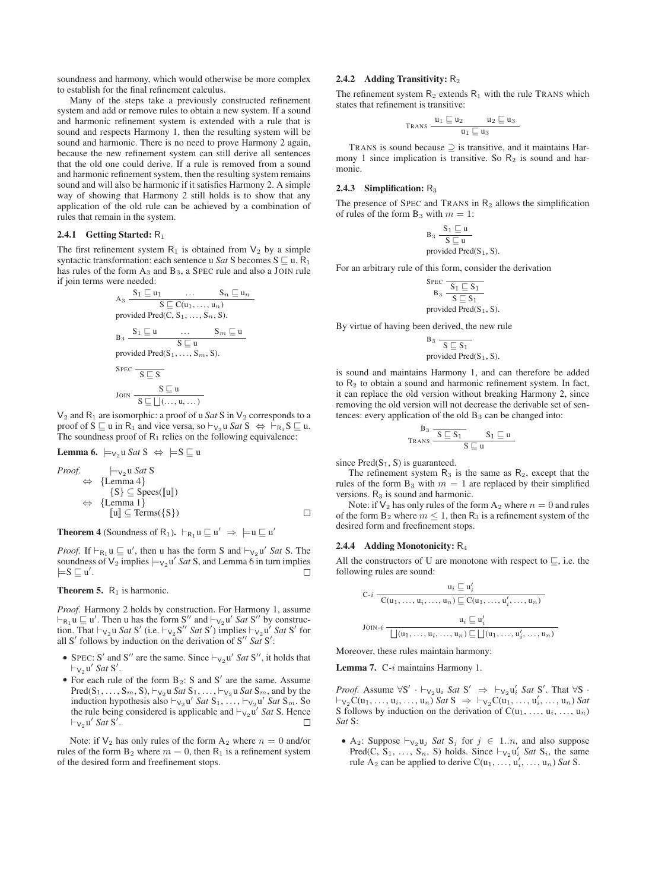soundness and harmony, which would otherwise be more complex to establish for the final refinement calculus.

Many of the steps take a previously constructed refinement system and add or remove rules to obtain a new system. If a sound and harmonic refinement system is extended with a rule that is sound and respects Harmony 1, then the resulting system will be sound and harmonic. There is no need to prove Harmony 2 again, because the new refinement system can still derive all sentences that the old one could derive. If a rule is removed from a sound and harmonic refinement system, then the resulting system remains sound and will also be harmonic if it satisfies Harmony 2. A simple way of showing that Harmony 2 still holds is to show that any application of the old rule can be achieved by a combination of rules that remain in the system.

### 2.4.1 Getting Started: $\mathsf{R}_1$

The first refinement system $\mathsf{R}_1$ is obtained from $\mathsf{V}_2$ by a simple syntactic transformation: each sentence u *Sat* S becomes $\mathrm{S} \sqsubseteq \mathrm{u}$. $\mathsf{R}_1$ has rules of the form $\mathrm{A}_3$ and $\mathrm{B}_3$, a SPEC rule and also a JOIN rule if join terms were needed:

$$\mathrm{A}_3\ \frac{\mathrm{S}_1 \sqsubseteq \mathrm{u}_1 \qquad \ldots \qquad \mathrm{S}_n \sqsubseteq \mathrm{u}_n}{\mathrm{S} \sqsubseteq \mathrm{C}(\mathrm{u}_1, \ldots, \mathrm{u}_n)}$$
provided $\mathrm{Pred}(\mathrm{C}, \mathrm{S}_1, \ldots, \mathrm{S}_n, \mathrm{S})$.

$$\mathrm{B}_3\ \frac{\mathrm{S}_1 \sqsubseteq \mathrm{u} \qquad \ldots \qquad \mathrm{S}_m \sqsubseteq \mathrm{u}}{\mathrm{S} \sqsubseteq \mathrm{u}}$$
provided $\mathrm{Pred}(\mathrm{S}_1, \ldots, \mathrm{S}_m, \mathrm{S})$.

$$\mathrm{SPEC}\ \frac{}{\mathrm{S} \sqsubseteq \mathrm{S}}$$

$$\mathrm{JOIN}\ \frac{\mathrm{S} \sqsubseteq \mathrm{u}}{\mathrm{S} \sqsubseteq \bigsqcup(\ldots, \mathrm{u}, \ldots)}$$

$\mathsf{V}_2$ and $\mathsf{R}_1$ are isomorphic: a proof of u *Sat* S in $\mathsf{V}_2$ corresponds to a proof of $\mathrm{S} \sqsubseteq \mathrm{u}$ in $\mathsf{R}_1$ and vice versa, so $\vdash_{\mathsf{V}_2} \mathrm{u}\ \mathit{Sat}\ \mathrm{S} \Leftrightarrow \vdash_{\mathsf{R}_1} \mathrm{S} \sqsubseteq \mathrm{u}$. The soundness proof of $\mathsf{R}_1$ relies on the following equivalence:

**Lemma 6.** $\models_{\mathsf{V}_2} \mathrm{u}\ \mathit{Sat}\ \mathrm{S} \Leftrightarrow \models \mathrm{S} \sqsubseteq \mathrm{u}$

*Proof.*
$$\begin{aligned}
&\models_{\mathsf{V}_2} \mathrm{u}\ \mathit{Sat}\ \mathrm{S} \\
\Leftrightarrow\ &\{\text{Lemma 4}\} \\
&\{\mathrm{S}\} \subseteq \mathrm{Specs}([\![\mathrm{u}]\!]) \\
\Leftrightarrow\ &\{\text{Lemma 1}\} \\
&[\![\mathrm{u}]\!] \subseteq \mathrm{Terms}(\{\mathrm{S}\})
\end{aligned}$$
□

**Theorem 4** (Soundness of $\mathsf{R}_1$). $\vdash_{\mathsf{R}_1} \mathrm{u} \sqsubseteq \mathrm{u}' \Rightarrow\ \models \mathrm{u} \sqsubseteq \mathrm{u}'$

*Proof.* If $\vdash_{\mathsf{R}_1} \mathrm{u} \sqsubseteq \mathrm{u}'$, then u has the form S and $\vdash_{\mathsf{V}_2} \mathrm{u}'\ \mathit{Sat}\ \mathrm{S}$. The soundness of $\mathsf{V}_2$ implies $\models_{\mathsf{V}_2} \mathrm{u}'\ \mathit{Sat}\ \mathrm{S}$, and Lemma 6 in turn implies $\models \mathrm{S} \sqsubseteq \mathrm{u}'$. □

**Theorem 5.** $\mathsf{R}_1$ is harmonic.

*Proof.* Harmony 2 holds by construction. For Harmony 1, assume $\vdash_{\mathsf{R}_1} \mathrm{u} \sqsubseteq \mathrm{u}'$. Then u has the form S″ and $\vdash_{\mathsf{V}_2} \mathrm{u}'\ \mathit{Sat}\ \mathrm{S}''$ by construction. That $\vdash_{\mathsf{V}_2} \mathrm{u}\ \mathit{Sat}\ \mathrm{S}'$ (i.e. $\vdash_{\mathsf{V}_2} \mathrm{S}''\ \mathit{Sat}\ \mathrm{S}'$) implies $\vdash_{\mathsf{V}_2} \mathrm{u}'\ \mathit{Sat}\ \mathrm{S}'$ for all S′ follows by induction on the derivation of $\mathrm{S}''\ \mathit{Sat}\ \mathrm{S}'$:

- SPEC: S′ and S″ are the same. Since $\vdash_{\mathsf{V}_2} \mathrm{u}'\ \mathit{Sat}\ \mathrm{S}''$, it holds that $\vdash_{\mathsf{V}_2} \mathrm{u}'\ \mathit{Sat}\ \mathrm{S}'$.
- For each rule of the form $\mathrm{B}_2$: S and S′ are the same. Assume $\mathrm{Pred}(\mathrm{S}_1, \ldots, \mathrm{S}_m, \mathrm{S})$, $\vdash_{\mathsf{V}_2} \mathrm{u}\ \mathit{Sat}\ \mathrm{S}_1, \ldots, \vdash_{\mathsf{V}_2} \mathrm{u}\ \mathit{Sat}\ \mathrm{S}_m$, and by the induction hypothesis also $\vdash_{\mathsf{V}_2} \mathrm{u}'\ \mathit{Sat}\ \mathrm{S}_1, \ldots, \vdash_{\mathsf{V}_2} \mathrm{u}'\ \mathit{Sat}\ \mathrm{S}_m$. So the rule being considered is applicable and $\vdash_{\mathsf{V}_2} \mathrm{u}'\ \mathit{Sat}\ \mathrm{S}$. Hence $\vdash_{\mathsf{V}_2} \mathrm{u}'\ \mathit{Sat}\ \mathrm{S}'$. □

Note: if $\mathsf{V}_2$ has only rules of the form $\mathrm{A}_2$ where $n = 0$ and/or rules of the form $\mathrm{B}_2$ where $m = 0$, then $\mathsf{R}_1$ is a refinement system of the desired form and freefinement stops.

### 2.4.2 Adding Transitivity: $\mathsf{R}_2$

The refinement system $\mathsf{R}_2$ extends $\mathsf{R}_1$ with the rule TRANS which states that refinement is transitive:

$$\mathrm{TRANS}\ \frac{\mathrm{u}_1 \sqsubseteq \mathrm{u}_2 \qquad \mathrm{u}_2 \sqsubseteq \mathrm{u}_3}{\mathrm{u}_1 \sqsubseteq \mathrm{u}_3}$$

TRANS is sound because $\supseteq$ is transitive, and it maintains Harmony 1 since implication is transitive. So $\mathsf{R}_2$ is sound and harmonic.

### 2.4.3 Simplification: $\mathsf{R}_3$

The presence of SPEC and TRANS in $\mathsf{R}_2$ allows the simplification of rules of the form $\mathrm{B}_3$ with $m = 1$:

$$\mathrm{B}_3\ \frac{\mathrm{S}_1 \sqsubseteq \mathrm{u}}{\mathrm{S} \sqsubseteq \mathrm{u}}$$
provided $\mathrm{Pred}(\mathrm{S}_1, \mathrm{S})$.

For an arbitrary rule of this form, consider the derivation

$$\mathrm{B}_3\ \frac{\mathrm{SPEC}\ \dfrac{}{\mathrm{S}_1 \sqsubseteq \mathrm{S}_1}}{\mathrm{S} \sqsubseteq \mathrm{S}_1}$$
provided $\mathrm{Pred}(\mathrm{S}_1, \mathrm{S})$.

By virtue of having been derived, the new rule

$$\mathrm{B}_3\ \frac{}{\mathrm{S} \sqsubseteq \mathrm{S}_1}$$
provided $\mathrm{Pred}(\mathrm{S}_1, \mathrm{S})$.

is sound and maintains Harmony 1, and can therefore be added to $\mathsf{R}_2$ to obtain a sound and harmonic refinement system. In fact, it can replace the old version without breaking Harmony 2, since removing the old version will not decrease the derivable set of sentences: every application of the old $\mathrm{B}_3$ can be changed into:

$$\mathrm{TRANS}\ \frac{\mathrm{B}_3\ \dfrac{}{\mathrm{S} \sqsubseteq \mathrm{S}_1} \qquad \mathrm{S}_1 \sqsubseteq \mathrm{u}}{\mathrm{S} \sqsubseteq \mathrm{u}}$$

since $\mathrm{Pred}(\mathrm{S}_1, \mathrm{S})$ is guaranteed.

The refinement system $\mathsf{R}_3$ is the same as $\mathsf{R}_2$, except that the rules of the form $\mathrm{B}_3$ with $m = 1$ are replaced by their simplified versions. $\mathsf{R}_3$ is sound and harmonic.

Note: if $\mathsf{V}_2$ has only rules of the form $\mathrm{A}_2$ where $n = 0$ and rules of the form $\mathrm{B}_2$ where $m \leq 1$, then $\mathsf{R}_3$ is a refinement system of the desired form and freefinement stops.

### 2.4.4 Adding Monotonicity: $\mathsf{R}_4$

All the constructors of U are monotone with respect to $\sqsubseteq$, i.e. the following rules are sound:

$$\mathrm{C}\text{-}i\ \frac{\mathrm{u}_i \sqsubseteq \mathrm{u}_i'}{\mathrm{C}(\mathrm{u}_1, \ldots, \mathrm{u}_i, \ldots, \mathrm{u}_n) \sqsubseteq \mathrm{C}(\mathrm{u}_1, \ldots, \mathrm{u}_i', \ldots, \mathrm{u}_n)}$$

$$\mathrm{JOIN}\text{-}i\ \frac{\mathrm{u}_i \sqsubseteq \mathrm{u}_i'}{\bigsqcup(\mathrm{u}_1, \ldots, \mathrm{u}_i, \ldots, \mathrm{u}_n) \sqsubseteq \bigsqcup(\mathrm{u}_1, \ldots, \mathrm{u}_i', \ldots, \mathrm{u}_n)}$$

Moreover, these rules maintain harmony:

**Lemma 7.** C-$i$ maintains Harmony 1.

*Proof.* Assume $\forall \mathrm{S}' \cdot \vdash_{\mathsf{V}_2} \mathrm{u}_i\ \mathit{Sat}\ \mathrm{S}' \Rightarrow\ \vdash_{\mathsf{V}_2} \mathrm{u}_i'\ \mathit{Sat}\ \mathrm{S}'$. That $\forall \mathrm{S} \cdot \vdash_{\mathsf{V}_2} \mathrm{C}(\mathrm{u}_1, \ldots, \mathrm{u}_i, \ldots, \mathrm{u}_n)\ \mathit{Sat}\ \mathrm{S} \Rightarrow\ \vdash_{\mathsf{V}_2} \mathrm{C}(\mathrm{u}_1, \ldots, \mathrm{u}_i', \ldots, \mathrm{u}_n)\ \mathit{Sat}\ \mathrm{S}$ follows by induction on the derivation of $\mathrm{C}(\mathrm{u}_1, \ldots, \mathrm{u}_i, \ldots, \mathrm{u}_n)\ \mathit{Sat}\ \mathrm{S}$:

- $\mathrm{A}_2$: Suppose $\vdash_{\mathsf{V}_2} \mathrm{u}_j\ \mathit{Sat}\ \mathrm{S}_j$ for $j \in 1..n$, and also suppose $\mathrm{Pred}(\mathrm{C}, \mathrm{S}_1, \ldots, \mathrm{S}_n, \mathrm{S})$ holds. Since $\vdash_{\mathsf{V}_2} \mathrm{u}_i'\ \mathit{Sat}\ \mathrm{S}_i$, the same rule $\mathrm{A}_2$ can be applied to derive $\mathrm{C}(\mathrm{u}_1, \ldots, \mathrm{u}_i', \ldots, \mathrm{u}_n)\ \mathit{Sat}\ \mathrm{S}$.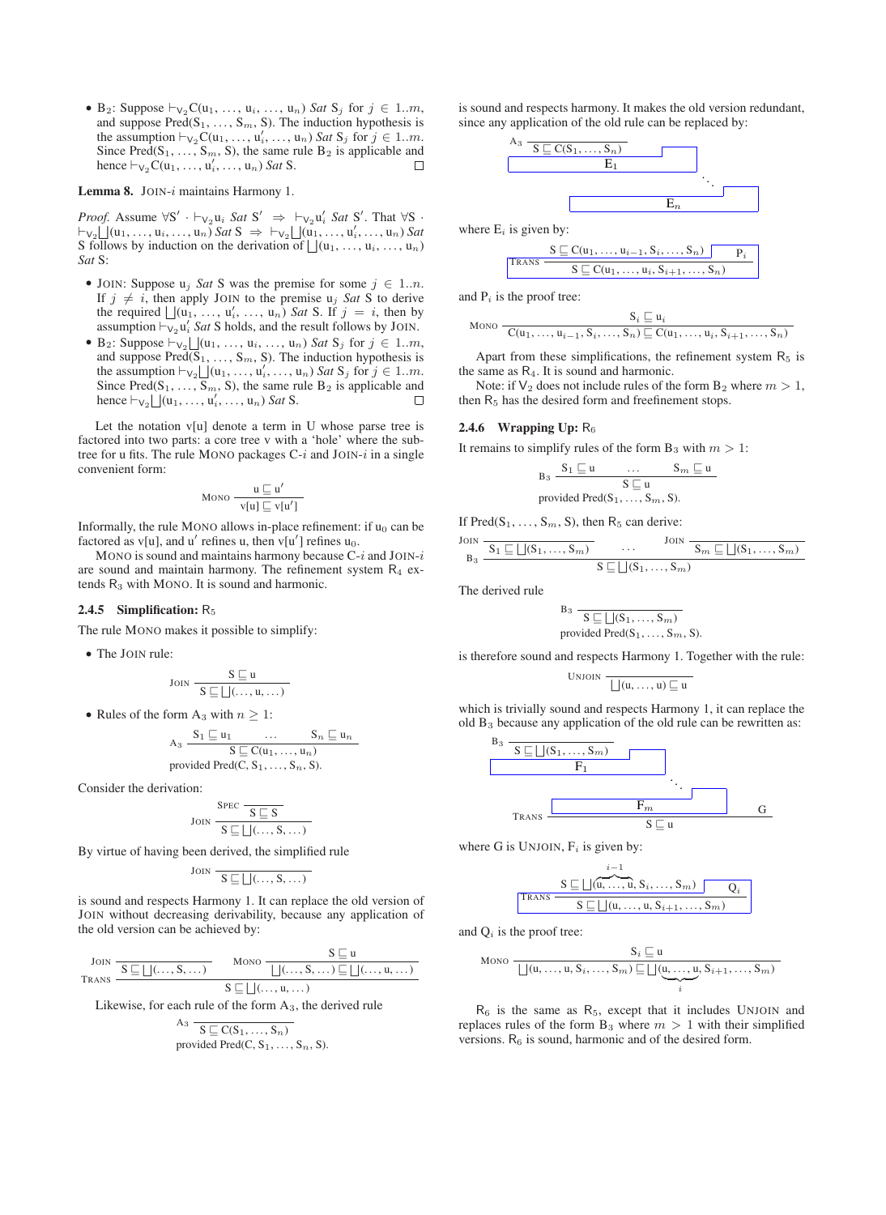- $B_2$: Suppose $\vdash_{V_2} C(u_1, \ldots, u_i, \ldots, u_n)$ *Sat* $S_j$ for $j \in 1..m$, and suppose $\mathrm{Pred}(S_1, \ldots, S_m, S)$. The induction hypothesis is the assumption $\vdash_{V_2} C(u_1, \ldots, u_i', \ldots, u_n)$ *Sat* $S_j$ for $j \in 1..m$. Since $\mathrm{Pred}(S_1, \ldots, S_m, S)$, the same rule $B_2$ is applicable and hence $\vdash_{V_2} C(u_1, \ldots, u_i', \ldots, u_n)$ *Sat* S. □

**Lemma 8.** JOIN-$i$ maintains Harmony 1.

*Proof.* Assume $\forall S' \cdot \vdash_{V_2} u_i$ *Sat* $S' \Rightarrow \vdash_{V_2} u_i'$ *Sat* $S'$. That $\forall S \cdot \vdash_{V_2} \bigsqcup(u_1, \ldots, u_i, \ldots, u_n)$ *Sat* $S \Rightarrow \vdash_{V_2} \bigsqcup(u_1, \ldots, u_i', \ldots, u_n)$ *Sat* S follows by induction on the derivation of $\bigsqcup(u_1, \ldots, u_i, \ldots, u_n)$ *Sat* S:

- JOIN: Suppose $u_j$ *Sat* S was the premise for some $j \in 1..n$. If $j \neq i$, then apply JOIN to the premise $u_j$ *Sat* S to derive the required $\bigsqcup(u_1, \ldots, u_i', \ldots, u_n)$ *Sat* S. If $j = i$, then by assumption $\vdash_{V_2} u_i'$ *Sat* S holds, and the result follows by JOIN.
- $B_2$: Suppose $\vdash_{V_2} \bigsqcup(u_1, \ldots, u_i, \ldots, u_n)$ *Sat* $S_j$ for $j \in 1..m$, and suppose $\mathrm{Pred}(S_1, \ldots, S_m, S)$. The induction hypothesis is the assumption $\vdash_{V_2} \bigsqcup(u_1, \ldots, u_i', \ldots, u_n)$ *Sat* $S_j$ for $j \in 1..m$. Since $\mathrm{Pred}(S_1, \ldots, S_m, S)$, the same rule $B_2$ is applicable and hence $\vdash_{V_2} \bigsqcup(u_1, \ldots, u_i', \ldots, u_n)$ *Sat* S. □

Let the notation v[u] denote a term in U whose parse tree is factored into two parts: a core tree v with a 'hole' where the subtree for u fits. The rule MONO packages C-$i$ and JOIN-$i$ in a single convenient form:

$$\text{MONO}\ \frac{u \sqsubseteq u'}{v[u] \sqsubseteq v[u']}$$

Informally, the rule MONO allows in-place refinement: if $u_0$ can be factored as v[u], and u′ refines u, then v[u′] refines $u_0$.

MONO is sound and maintains harmony because C-$i$ and JOIN-$i$ are sound and maintain harmony. The refinement system $R_4$ extends $R_3$ with MONO. It is sound and harmonic.

### 2.4.5 Simplification: $R_5$

The rule MONO makes it possible to simplify:

- The JOIN rule:

$$\text{JOIN}\ \frac{S \sqsubseteq u}{S \sqsubseteq \bigsqcup(\ldots, u, \ldots)}$$

- Rules of the form $A_3$ with $n \geq 1$:

$$A_3\ \frac{S_1 \sqsubseteq u_1 \quad \ldots \quad S_n \sqsubseteq u_n}{S \sqsubseteq C(u_1, \ldots, u_n)} \quad \text{provided } \mathrm{Pred}(C, S_1, \ldots, S_n, S).$$

Consider the derivation:

$$\text{JOIN}\ \frac{\text{SPEC}\ \overline{S \sqsubseteq S}}{S \sqsubseteq \bigsqcup(\ldots, S, \ldots)}$$

By virtue of having been derived, the simplified rule

$$\text{JOIN}\ \overline{S \sqsubseteq \bigsqcup(\ldots, S, \ldots)}$$

is sound and respects Harmony 1. It can replace the old version of JOIN without decreasing derivability, because any application of the old version can be achieved by:

$$\text{TRANS}\ \frac{\text{JOIN}\ \overline{S \sqsubseteq \bigsqcup(\ldots, S, \ldots)} \qquad \text{MONO}\ \dfrac{S \sqsubseteq u}{\bigsqcup(\ldots, S, \ldots) \sqsubseteq \bigsqcup(\ldots, u, \ldots)}}{S \sqsubseteq \bigsqcup(\ldots, u, \ldots)}$$

Likewise, for each rule of the form $A_3$, the derived rule

$$A_3\ \overline{S \sqsubseteq C(S_1, \ldots, S_n)} \quad \text{provided } \mathrm{Pred}(C, S_1, \ldots, S_n, S).$$

is sound and respects harmony. It makes the old version redundant, since any application of the old rule can be replaced by:

$$A_3\ \overline{S \sqsubseteq C(S_1, \ldots, S_n)} \;\; E_1 \;\; \ldots \;\; E_n$$

where $E_i$ is given by:

$$\text{TRANS}\ \frac{S \sqsubseteq C(u_1, \ldots, u_{i-1}, S_i, \ldots, S_n) \qquad P_i}{S \sqsubseteq C(u_1, \ldots, u_i, S_{i+1}, \ldots, S_n)}$$

and $P_i$ is the proof tree:

$$\text{MONO}\ \frac{S_i \sqsubseteq u_i}{C(u_1, \ldots, u_{i-1}, S_i, \ldots, S_n) \sqsubseteq C(u_1, \ldots, u_i, S_{i+1}, \ldots, S_n)}$$

Apart from these simplifications, the refinement system $R_5$ is the same as $R_4$. It is sound and harmonic.

Note: if $V_2$ does not include rules of the form $B_2$ where $m > 1$, then $R_5$ has the desired form and freefinement stops.

### 2.4.6 Wrapping Up: $R_6$

It remains to simplify rules of the form $B_3$ with $m > 1$:

$$B_3\ \frac{S_1 \sqsubseteq u \quad \ldots \quad S_m \sqsubseteq u}{S \sqsubseteq u} \quad \text{provided } \mathrm{Pred}(S_1, \ldots, S_m, S).$$

If $\mathrm{Pred}(S_1, \ldots, S_m, S)$, then $R_5$ can derive:

$$B_3\ \frac{\text{JOIN}\ \overline{S_1 \sqsubseteq \bigsqcup(S_1, \ldots, S_m)} \quad \ldots \quad \text{JOIN}\ \overline{S_m \sqsubseteq \bigsqcup(S_1, \ldots, S_m)}}{S \sqsubseteq \bigsqcup(S_1, \ldots, S_m)}$$

The derived rule

$$B_3\ \overline{S \sqsubseteq \bigsqcup(S_1, \ldots, S_m)} \quad \text{provided } \mathrm{Pred}(S_1, \ldots, S_m, S).$$

is therefore sound and respects Harmony 1. Together with the rule:

$$\text{UNJOIN}\ \overline{\bigsqcup(u, \ldots, u) \sqsubseteq u}$$

which is trivially sound and respects Harmony 1, it can replace the old $B_3$ because any application of the old rule can be rewritten as:

$$\text{TRANS}\ \frac{B_3\ \overline{S \sqsubseteq \bigsqcup(S_1, \ldots, S_m)} \;\; F_1 \;\; \ldots \;\; F_m \qquad G}{S \sqsubseteq u}$$

where G is UNJOIN, $F_i$ is given by:

$$\text{TRANS}\ \frac{S \sqsubseteq \bigsqcup(\overbrace{u, \ldots, u}^{i-1}, S_i, \ldots, S_m) \qquad Q_i}{S \sqsubseteq \bigsqcup(u, \ldots, u, S_{i+1}, \ldots, S_m)}$$

and $Q_i$ is the proof tree:

$$\text{MONO}\ \frac{S_i \sqsubseteq u}{\bigsqcup(u, \ldots, u, S_i, \ldots, S_m) \sqsubseteq \bigsqcup(\underbrace{u, \ldots, u}_{i}, S_{i+1}, \ldots, S_m)}$$

$R_6$ is the same as $R_5$, except that it includes UNJOIN and replaces rules of the form $B_3$ where $m > 1$ with their simplified versions. $R_6$ is sound, harmonic and of the desired form.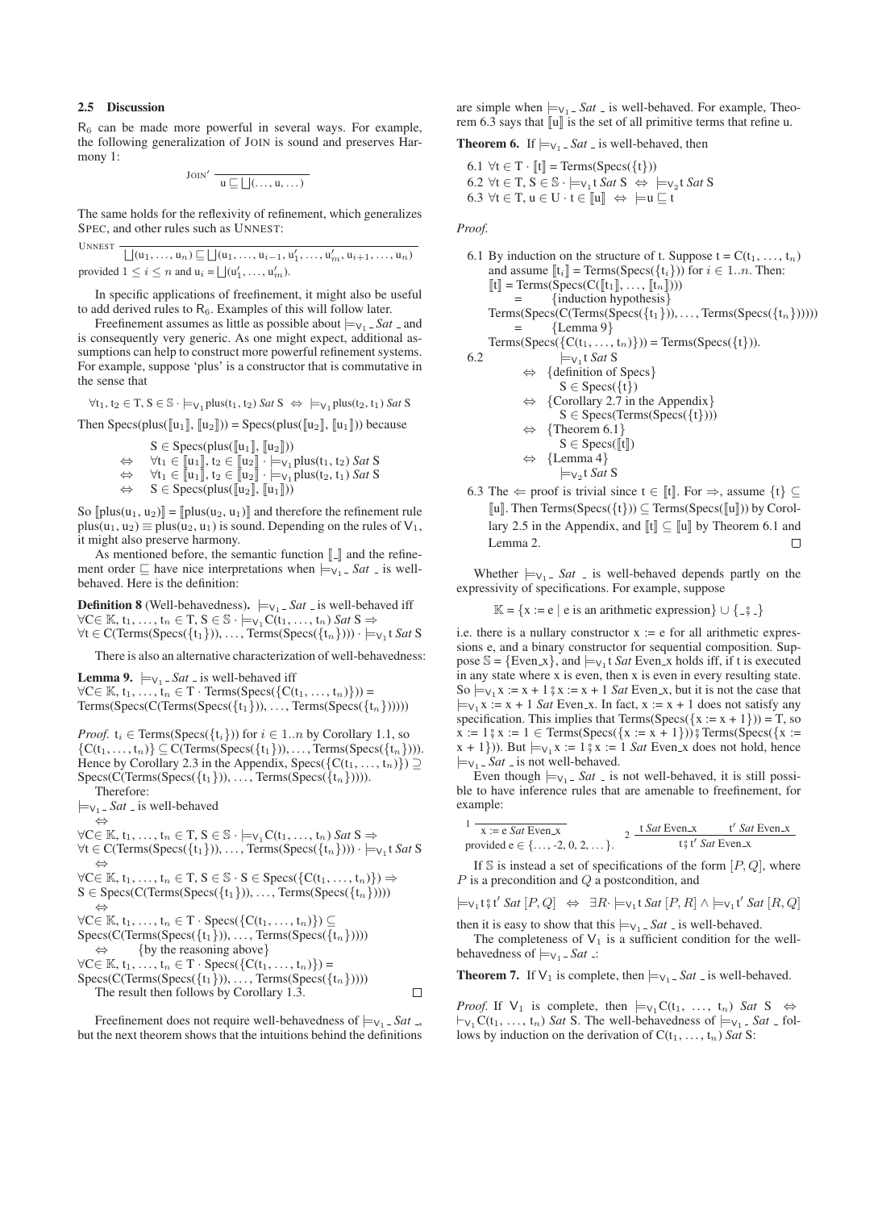### 2.5 Discussion

$\mathsf{R}_6$ can be made more powerful in several ways. For example, the following generalization of JOIN is sound and preserves Harmony 1:

$$\text{JOIN}' \; \frac{}{\mathsf{u} \sqsubseteq \bigsqcup(\ldots, \mathsf{u}, \ldots)}$$

The same holds for the reflexivity of refinement, which generalizes SPEC, and other rules such as UNNEST:

$$\text{UNNEST} \; \frac{}{\bigsqcup(\mathsf{u}_1, \ldots, \mathsf{u}_n) \sqsubseteq \bigsqcup(\mathsf{u}_1, \ldots, \mathsf{u}_{i-1}, \mathsf{u}'_1, \ldots, \mathsf{u}'_m, \mathsf{u}_{i+1}, \ldots, \mathsf{u}_n)}$$

provided $1 \le i \le n$ and $\mathsf{u}_i = \bigsqcup(\mathsf{u}'_1, \ldots, \mathsf{u}'_m)$.

In specific applications of freefinement, it might also be useful to add derived rules to $\mathsf{R}_6$. Examples of this will follow later.

Freefinement assumes as little as possible about $\models_{\mathsf{V}_1}$ _ *Sat* _ and is consequently very generic. As one might expect, additional assumptions can help to construct more powerful refinement systems. For example, suppose 'plus' is a constructor that is commutative in the sense that

$$\forall \mathsf{t}_1, \mathsf{t}_2 \in \mathsf{T}, \mathsf{S} \in \mathbb{S} \cdot \models_{\mathsf{V}_1} \text{plus}(\mathsf{t}_1, \mathsf{t}_2) \textit{ Sat } \mathsf{S} \;\Leftrightarrow\; \models_{\mathsf{V}_1} \text{plus}(\mathsf{t}_2, \mathsf{t}_1) \textit{ Sat } \mathsf{S}$$

Then $\text{Specs}(\text{plus}([\![\mathsf{u}_1]\!], [\![\mathsf{u}_2]\!])) = \text{Specs}(\text{plus}([\![\mathsf{u}_2]\!], [\![\mathsf{u}_1]\!]))$ because

$$\begin{array}{ll}
 & \mathsf{S} \in \text{Specs}(\text{plus}([\![\mathsf{u}_1]\!], [\![\mathsf{u}_2]\!])) \\
\Leftrightarrow & \forall \mathsf{t}_1 \in [\![\mathsf{u}_1]\!], \mathsf{t}_2 \in [\![\mathsf{u}_2]\!] \cdot \models_{\mathsf{V}_1} \text{plus}(\mathsf{t}_1, \mathsf{t}_2) \textit{ Sat } \mathsf{S} \\
\Leftrightarrow & \forall \mathsf{t}_1 \in [\![\mathsf{u}_1]\!], \mathsf{t}_2 \in [\![\mathsf{u}_2]\!] \cdot \models_{\mathsf{V}_1} \text{plus}(\mathsf{t}_2, \mathsf{t}_1) \textit{ Sat } \mathsf{S} \\
\Leftrightarrow & \mathsf{S} \in \text{Specs}(\text{plus}([\![\mathsf{u}_2]\!], [\![\mathsf{u}_1]\!]))
\end{array}$$

So $[\![\text{plus}(\mathsf{u}_1, \mathsf{u}_2)]\!] = [\![\text{plus}(\mathsf{u}_2, \mathsf{u}_1)]\!]$ and therefore the refinement rule $\text{plus}(\mathsf{u}_1, \mathsf{u}_2) \equiv \text{plus}(\mathsf{u}_2, \mathsf{u}_1)$ is sound. Depending on the rules of $\mathsf{V}_1$, it might also preserve harmony.

As mentioned before, the semantic function $[\![\_]\!]$ and the refinement order $\sqsubseteq$ have nice interpretations when $\models_{\mathsf{V}_1}$ _ *Sat* _ is well-behaved. Here is the definition:

**Definition 8** (Well-behavedness). $\models_{\mathsf{V}_1}$ _ *Sat* _ is well-behaved iff $\forall \mathsf{C} \in \mathbb{K}, \mathsf{t}_1, \ldots, \mathsf{t}_n \in \mathsf{T}, \mathsf{S} \in \mathbb{S} \cdot \models_{\mathsf{V}_1} \mathsf{C}(\mathsf{t}_1, \ldots, \mathsf{t}_n) \textit{ Sat } \mathsf{S} \Rightarrow$
$\forall \mathsf{t} \in \mathsf{C}(\text{Terms}(\text{Specs}(\{\mathsf{t}_1\})), \ldots, \text{Terms}(\text{Specs}(\{\mathsf{t}_n\}))) \cdot \models_{\mathsf{V}_1} \mathsf{t} \textit{ Sat } \mathsf{S}$

There is also an alternative characterization of well-behavedness:

**Lemma 9.** $\models_{\mathsf{V}_1}$ _ *Sat* _ is well-behaved iff
$\forall \mathsf{C} \in \mathbb{K}, \mathsf{t}_1, \ldots, \mathsf{t}_n \in \mathsf{T} \cdot \text{Terms}(\text{Specs}(\{\mathsf{C}(\mathsf{t}_1, \ldots, \mathsf{t}_n)\})) =$
$\text{Terms}(\text{Specs}(\mathsf{C}(\text{Terms}(\text{Specs}(\{\mathsf{t}_1\})), \ldots, \text{Terms}(\text{Specs}(\{\mathsf{t}_n\})))))$

*Proof.* $\mathsf{t}_i \in \text{Terms}(\text{Specs}(\{\mathsf{t}_i\}))$ for $i \in 1..n$ by Corollary 1.1, so $\{\mathsf{C}(\mathsf{t}_1, \ldots, \mathsf{t}_n)\} \subseteq \mathsf{C}(\text{Terms}(\text{Specs}(\{\mathsf{t}_1\})), \ldots, \text{Terms}(\text{Specs}(\{\mathsf{t}_n\})))$. Hence by Corollary 2.3 in the Appendix, $\text{Specs}(\{\mathsf{C}(\mathsf{t}_1, \ldots, \mathsf{t}_n)\}) \supseteq \text{Specs}(\mathsf{C}(\text{Terms}(\text{Specs}(\{\mathsf{t}_1\})), \ldots, \text{Terms}(\text{Specs}(\{\mathsf{t}_n\}))))$.

Therefore:

$\models_{\mathsf{V}_1}$ _ *Sat* _ is well-behaved
$\Leftrightarrow$
$\forall \mathsf{C} \in \mathbb{K}, \mathsf{t}_1, \ldots, \mathsf{t}_n \in \mathsf{T}, \mathsf{S} \in \mathbb{S} \cdot \models_{\mathsf{V}_1} \mathsf{C}(\mathsf{t}_1, \ldots, \mathsf{t}_n) \textit{ Sat } \mathsf{S} \Rightarrow$
$\forall \mathsf{t} \in \mathsf{C}(\text{Terms}(\text{Specs}(\{\mathsf{t}_1\})), \ldots, \text{Terms}(\text{Specs}(\{\mathsf{t}_n\}))) \cdot \models_{\mathsf{V}_1} \mathsf{t} \textit{ Sat } \mathsf{S}$
$\Leftrightarrow$
$\forall \mathsf{C} \in \mathbb{K}, \mathsf{t}_1, \ldots, \mathsf{t}_n \in \mathsf{T}, \mathsf{S} \in \mathbb{S} \cdot \mathsf{S} \in \text{Specs}(\{\mathsf{C}(\mathsf{t}_1, \ldots, \mathsf{t}_n)\}) \Rightarrow$
$\mathsf{S} \in \text{Specs}(\mathsf{C}(\text{Terms}(\text{Specs}(\{\mathsf{t}_1\})), \ldots, \text{Terms}(\text{Specs}(\{\mathsf{t}_n\}))))$
$\Leftrightarrow$
$\forall \mathsf{C} \in \mathbb{K}, \mathsf{t}_1, \ldots, \mathsf{t}_n \in \mathsf{T} \cdot \text{Specs}(\{\mathsf{C}(\mathsf{t}_1, \ldots, \mathsf{t}_n)\}) \subseteq$
$\text{Specs}(\mathsf{C}(\text{Terms}(\text{Specs}(\{\mathsf{t}_1\})), \ldots, \text{Terms}(\text{Specs}(\{\mathsf{t}_n\}))))$
$\Leftrightarrow$ {by the reasoning above}
$\forall \mathsf{C} \in \mathbb{K}, \mathsf{t}_1, \ldots, \mathsf{t}_n \in \mathsf{T} \cdot \text{Specs}(\{\mathsf{C}(\mathsf{t}_1, \ldots, \mathsf{t}_n)\}) =$
$\text{Specs}(\mathsf{C}(\text{Terms}(\text{Specs}(\{\mathsf{t}_1\})), \ldots, \text{Terms}(\text{Specs}(\{\mathsf{t}_n\}))))$

The result then follows by Corollary 1.3. $\square$

Freefinement does not require well-behavedness of $\models_{\mathsf{V}_1}$ _ *Sat* _, but the next theorem shows that the intuitions behind the definitions are simple when $\models_{\mathsf{V}_1}$ _ *Sat* _ is well-behaved. For example, Theorem 6.3 says that $[\![\mathsf{u}]\!]$ is the set of all primitive terms that refine u.

**Theorem 6.** If $\models_{\mathsf{V}_1}$ _ *Sat* _ is well-behaved, then

6.1 $\forall \mathsf{t} \in \mathsf{T} \cdot [\![\mathsf{t}]\!] = \text{Terms}(\text{Specs}(\{\mathsf{t}\}))$
6.2 $\forall \mathsf{t} \in \mathsf{T}, \mathsf{S} \in \mathbb{S} \cdot \models_{\mathsf{V}_1} \mathsf{t} \textit{ Sat } \mathsf{S} \;\Leftrightarrow\; \models_{\mathsf{V}_2} \mathsf{t} \textit{ Sat } \mathsf{S}$
6.3 $\forall \mathsf{t} \in \mathsf{T}, \mathsf{u} \in \mathsf{U} \cdot \mathsf{t} \in [\![\mathsf{u}]\!] \;\Leftrightarrow\; \models \mathsf{u} \sqsubseteq \mathsf{t}$

*Proof.*

6.1 By induction on the structure of t. Suppose $\mathsf{t} = \mathsf{C}(\mathsf{t}_1, \ldots, \mathsf{t}_n)$ and assume $[\![\mathsf{t}_i]\!] = \text{Terms}(\text{Specs}(\{\mathsf{t}_i\}))$ for $i \in 1..n$. Then:
$[\![\mathsf{t}]\!] = \text{Terms}(\text{Specs}(\mathsf{C}([\![\mathsf{t}_1]\!], \ldots, [\![\mathsf{t}_n]\!])))$
$=$ {induction hypothesis}
$\text{Terms}(\text{Specs}(\mathsf{C}(\text{Terms}(\text{Specs}(\{\mathsf{t}_1\})), \ldots, \text{Terms}(\text{Specs}(\{\mathsf{t}_n\})))))$
$=$ {Lemma 9}
$\text{Terms}(\text{Specs}(\{\mathsf{C}(\mathsf{t}_1, \ldots, \mathsf{t}_n)\})) = \text{Terms}(\text{Specs}(\{\mathsf{t}\}))$.

6.2
$\models_{\mathsf{V}_1} \mathsf{t} \textit{ Sat } \mathsf{S}$
$\Leftrightarrow$ {definition of Specs}
$\mathsf{S} \in \text{Specs}(\{\mathsf{t}\})$
$\Leftrightarrow$ {Corollary 2.7 in the Appendix}
$\mathsf{S} \in \text{Specs}(\text{Terms}(\text{Specs}(\{\mathsf{t}\})))$
$\Leftrightarrow$ {Theorem 6.1}
$\mathsf{S} \in \text{Specs}([\![\mathsf{t}]\!])$
$\Leftrightarrow$ {Lemma 4}
$\models_{\mathsf{V}_2} \mathsf{t} \textit{ Sat } \mathsf{S}$

6.3 The $\Leftarrow$ proof is trivial since $\mathsf{t} \in [\![\mathsf{t}]\!]$. For $\Rightarrow$, assume $\{\mathsf{t}\} \subseteq [\![\mathsf{u}]\!]$. Then $\text{Terms}(\text{Specs}(\{\mathsf{t}\})) \subseteq \text{Terms}(\text{Specs}([\![\mathsf{u}]\!]))$ by Corollary 2.5 in the Appendix, and $[\![\mathsf{t}]\!] \subseteq [\![\mathsf{u}]\!]$ by Theorem 6.1 and Lemma 2. $\square$

Whether $\models_{\mathsf{V}_1}$ _ *Sat* _ is well-behaved depends partly on the expressivity of specifications. For example, suppose

$$\mathbb{K} = \{\mathsf{x} := \mathsf{e} \mid \mathsf{e} \text{ is an arithmetic expression}\} \cup \{\_ \,;\, \_\}$$

i.e. there is a nullary constructor $\mathsf{x} := \mathsf{e}$ for all arithmetic expressions e, and a binary constructor for sequential composition. Suppose $\mathbb{S} = \{\text{Even\_x}\}$, and $\models_{\mathsf{V}_1} \mathsf{t} \textit{ Sat } \text{Even\_x}$ holds iff, if t is executed in any state where x is even, then x is even in every resulting state. So $\models_{\mathsf{V}_1} \mathsf{x} := \mathsf{x} + 1 \,;\, \mathsf{x} := \mathsf{x} + 1 \textit{ Sat } \text{Even\_x}$, but it is not the case that $\models_{\mathsf{V}_1} \mathsf{x} := \mathsf{x} + 1 \textit{ Sat } \text{Even\_x}$. In fact, $\mathsf{x} := \mathsf{x} + 1$ does not satisfy any specification. This implies that $\text{Terms}(\text{Specs}(\{\mathsf{x} := \mathsf{x} + 1\})) = \mathsf{T}$, so $\mathsf{x} := 1 \,;\, \mathsf{x} := 1 \in \text{Terms}(\text{Specs}(\{\mathsf{x} := \mathsf{x} + 1\})) \,;\, \text{Terms}(\text{Specs}(\{\mathsf{x} := \mathsf{x} + 1\}))$. But $\models_{\mathsf{V}_1} \mathsf{x} := 1 \,;\, \mathsf{x} := 1 \textit{ Sat } \text{Even\_x}$ does not hold, hence $\models_{\mathsf{V}_1}$ _ *Sat* _ is not well-behaved.

Even though $\models_{\mathsf{V}_1}$ _ *Sat* _ is not well-behaved, it is still possible to have inference rules that are amenable to freefinement, for example:

$$1 \; \frac{}{\mathsf{x} := \mathsf{e} \textit{ Sat } \text{Even\_x}} \qquad 2 \; \frac{\mathsf{t} \textit{ Sat } \text{Even\_x} \qquad \mathsf{t}' \textit{ Sat } \text{Even\_x}}{\mathsf{t} \,;\, \mathsf{t}' \textit{ Sat } \text{Even\_x}}$$

provided $\mathsf{e} \in \{\ldots, -2, 0, 2, \ldots\}$.

If $\mathbb{S}$ is instead a set of specifications of the form $[P, Q]$, where $P$ is a precondition and $Q$ a postcondition, and

$$\models_{\mathsf{V}_1} \mathsf{t} \,;\, \mathsf{t}' \textit{ Sat } [P, Q] \;\Leftrightarrow\; \exists R \cdot \models_{\mathsf{V}_1} \mathsf{t} \textit{ Sat } [P, R] \wedge \models_{\mathsf{V}_1} \mathsf{t}' \textit{ Sat } [R, Q]$$

then it is easy to show that this $\models_{\mathsf{V}_1}$ _ *Sat* _ is well-behaved.

The completeness of $\mathsf{V}_1$ is a sufficient condition for the well-behavedness of $\models_{\mathsf{V}_1}$ _ *Sat* _:

**Theorem 7.** If $\mathsf{V}_1$ is complete, then $\models_{\mathsf{V}_1}$ _ *Sat* _ is well-behaved.

*Proof.* If $\mathsf{V}_1$ is complete, then $\models_{\mathsf{V}_1} \mathsf{C}(\mathsf{t}_1, \ldots, \mathsf{t}_n) \textit{ Sat } \mathsf{S} \;\Leftrightarrow\; \vdash_{\mathsf{V}_1} \mathsf{C}(\mathsf{t}_1, \ldots, \mathsf{t}_n) \textit{ Sat } \mathsf{S}$. The well-behavedness of $\models_{\mathsf{V}_1}$ _ *Sat* _ follows by induction on the derivation of $\mathsf{C}(\mathsf{t}_1, \ldots, \mathsf{t}_n) \textit{ Sat } \mathsf{S}$: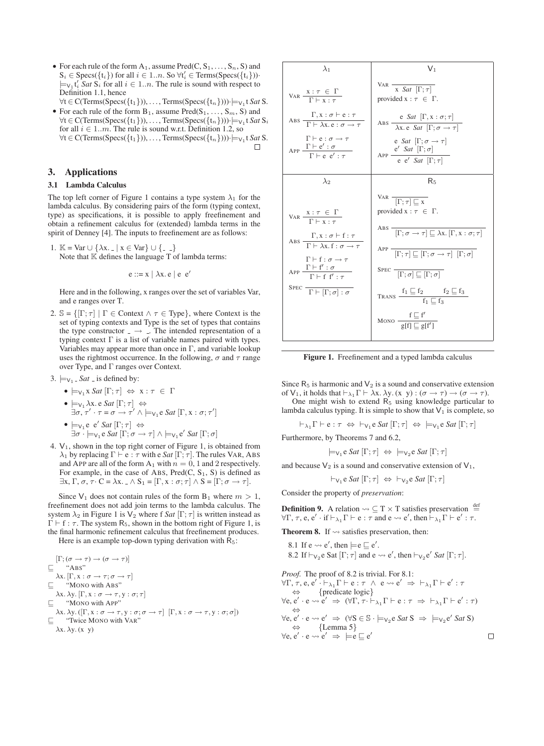- For each rule of the form $A_1$, assume $\mathrm{Pred}(C, S_1, \ldots, S_n, S)$ and $S_i \in \mathrm{Specs}(\{t_i\})$ for all $i \in 1..n$. So $\forall t'_i \in \mathrm{Terms}(\mathrm{Specs}(\{t_i\})) \cdot \models_{V_1} t'_i \; Sat \; S_i$ for all $i \in 1..n$. The rule is sound with respect to Definition 1.1, hence $\forall t \in C(\mathrm{Terms}(\mathrm{Specs}(\{t_1\})), \ldots, \mathrm{Terms}(\mathrm{Specs}(\{t_n\}))) \cdot \models_{V_1} t \; Sat \; S$.
- For each rule of the form $B_1$, assume $\mathrm{Pred}(S_1, \ldots, S_m, S)$ and $\forall t \in C(\mathrm{Terms}(\mathrm{Specs}(\{t_1\})), \ldots, \mathrm{Terms}(\mathrm{Specs}(\{t_n\}))) \cdot \models_{V_1} t \; Sat \; S_i$ for all $i \in 1..m$. The rule is sound w.r.t. Definition 1.2, so $\forall t \in C(\mathrm{Terms}(\mathrm{Specs}(\{t_1\})), \ldots, \mathrm{Terms}(\mathrm{Specs}(\{t_n\}))) \cdot \models_{V_1} t \; Sat \; S$. □

## 3. Applications

### 3.1 Lambda Calculus

The top left corner of Figure 1 contains a type system $\lambda_1$ for the lambda calculus. By considering pairs of the form (typing context, type) as specifications, it is possible to apply freefinement and obtain a refinement calculus for (extended) lambda terms in the spirit of Denney [4]. The inputs to freefinement are as follows:

1. $\mathbb{K} = \mathrm{Var} \cup \{\lambda x. \_ \mid x \in \mathrm{Var}\} \cup \{\_ \; \_\}$
   Note that $\mathbb{K}$ defines the language T of lambda terms:
   $$e ::= x \mid \lambda x. e \mid e \; e'$$
   Here and in the following, x ranges over the set of variables Var, and e ranges over T.
2. $\mathbb{S} = \{[\Gamma; \tau] \mid \Gamma \in \mathrm{Context} \wedge \tau \in \mathrm{Type}\}$, where Context is the set of typing contexts and Type is the set of types that contains the type constructor $\_ \rightarrow \_$. The intended representation of a typing context $\Gamma$ is a list of variable names paired with types. Variables may appear more than once in $\Gamma$, and variable lookup uses the rightmost occurrence. In the following, $\sigma$ and $\tau$ range over Type, and $\Gamma$ ranges over Context.
3. $\models_{V_1} \_ \; Sat \; \_$ is defined by:
   - $\models_{V_1} x \; Sat \; [\Gamma; \tau] \; \Leftrightarrow \; x : \tau \; \in \; \Gamma$
   - $\models_{V_1} \lambda x. e \; Sat \; [\Gamma; \tau] \; \Leftrightarrow$ $\exists \sigma, \tau' \cdot \tau = \sigma \rightarrow \tau' \wedge \models_{V_1} e \; Sat \; [\Gamma, x : \sigma; \tau']$
   - $\models_{V_1} e \; e' \; Sat \; [\Gamma; \tau] \; \Leftrightarrow$ $\exists \sigma \cdot \models_{V_1} e \; Sat \; [\Gamma; \sigma \rightarrow \tau] \wedge \models_{V_1} e' \; Sat \; [\Gamma; \sigma]$
4. $V_1$, shown in the top right corner of Figure 1, is obtained from $\lambda_1$ by replacing $\Gamma \vdash e : \tau$ with $e \; Sat \; [\Gamma; \tau]$. The rules VAR, ABS and APP are all of the form $A_1$ with $n = 0, 1$ and 2 respectively. For example, in the case of ABS, $\mathrm{Pred}(C, S_1, S)$ is defined as $\exists x, \Gamma, \sigma, \tau \cdot C = \lambda x. \_ \wedge S_1 = [\Gamma, x : \sigma; \tau] \wedge S = [\Gamma; \sigma \rightarrow \tau]$.

Since $V_1$ does not contain rules of the form $B_1$ where $m > 1$, freefinement does not add join terms to the lambda calculus. The system $\lambda_2$ in Figure 1 is $V_2$ where $f \; Sat \; [\Gamma; \tau]$ is written instead as $\Gamma \vdash f : \tau$. The system $R_5$, shown in the bottom right of Figure 1, is the final harmonic refinement calculus that freefinement produces.

Here is an example top-down typing derivation with $R_5$:

$$
\begin{array}{ll}
 & [\Gamma; (\sigma \rightarrow \tau) \rightarrow (\sigma \rightarrow \tau)] \\
\sqsubseteq & \text{“ABS”} \\
 & \lambda x. [\Gamma, x : \sigma \rightarrow \tau; \sigma \rightarrow \tau] \\
\sqsubseteq & \text{“MONO with ABS”} \\
 & \lambda x. \lambda y. [\Gamma, x : \sigma \rightarrow \tau, y : \sigma; \tau] \\
\sqsubseteq & \text{“MONO with APP”} \\
 & \lambda x. \lambda y. ([\Gamma, x : \sigma \rightarrow \tau, y : \sigma; \sigma \rightarrow \tau] \; [\Gamma, x : \sigma \rightarrow \tau, y : \sigma; \sigma]) \\
\sqsubseteq & \text{“Twice MONO with VAR”} \\
 & \lambda x. \lambda y. (x \; y)
\end{array}
$$

| $\lambda_1$ | $V_1$ |
|---|---|
| VAR $\dfrac{x : \tau \in \Gamma}{\Gamma \vdash x : \tau}$ | VAR $\dfrac{}{x \; Sat \; [\Gamma; \tau]}$ provided $x : \tau \in \Gamma$. |
| ABS $\dfrac{\Gamma, x : \sigma \vdash e : \tau}{\Gamma \vdash \lambda x. e : \sigma \rightarrow \tau}$ | ABS $\dfrac{e \; Sat \; [\Gamma, x : \sigma; \tau]}{\lambda x. e \; Sat \; [\Gamma; \sigma \rightarrow \tau]}$ |
| APP $\dfrac{\Gamma \vdash e : \sigma \rightarrow \tau \quad \Gamma \vdash e' : \sigma}{\Gamma \vdash e \; e' : \tau}$ | APP $\dfrac{e \; Sat \; [\Gamma; \sigma \rightarrow \tau] \quad e' \; Sat \; [\Gamma; \sigma]}{e \; e' \; Sat \; [\Gamma; \tau]}$ |
| $\lambda_2$ | $R_5$ |
| VAR $\dfrac{x : \tau \in \Gamma}{\Gamma \vdash x : \tau}$ | VAR $\dfrac{}{[\Gamma; \tau] \sqsubseteq x}$ provided $x : \tau \in \Gamma$. |
| ABS $\dfrac{\Gamma, x : \sigma \vdash f : \tau}{\Gamma \vdash \lambda x. f : \sigma \rightarrow \tau}$ | ABS $\dfrac{}{[\Gamma; \sigma \rightarrow \tau] \sqsubseteq \lambda x. [\Gamma, x : \sigma; \tau]}$ |
| APP $\dfrac{\Gamma \vdash f : \sigma \rightarrow \tau \quad \Gamma \vdash f' : \sigma}{\Gamma \vdash f \; f' : \tau}$ | APP $\dfrac{}{[\Gamma; \tau] \sqsubseteq [\Gamma; \sigma \rightarrow \tau] \; [\Gamma; \sigma]}$ |
| SPEC $\dfrac{}{\Gamma \vdash [\Gamma; \sigma] : \sigma}$ | SPEC $\dfrac{}{[\Gamma; \sigma] \sqsubseteq [\Gamma; \sigma]}$ |
| | TRANS $\dfrac{f_1 \sqsubseteq f_2 \quad f_2 \sqsubseteq f_3}{f_1 \sqsubseteq f_3}$ |
| | MONO $\dfrac{f \sqsubseteq f'}{g[f] \sqsubseteq g[f']}$ |

**Figure 1.** Freefinement and a typed lambda calculus

Since $R_5$ is harmonic and $V_2$ is a sound and conservative extension of $V_1$, it holds that $\vdash_{\lambda_1} \Gamma \vdash \lambda x. \lambda y. (x \; y) : (\sigma \rightarrow \tau) \rightarrow (\sigma \rightarrow \tau)$.

One might wish to extend $R_5$ using knowledge particular to lambda calculus typing. It is simple to show that $V_1$ is complete, so

$$\vdash_{\lambda_1} \Gamma \vdash e : \tau \; \Leftrightarrow \; \vdash_{V_1} e \; Sat \; [\Gamma; \tau] \; \Leftrightarrow \; \models_{V_1} e \; Sat \; [\Gamma; \tau]$$

Furthermore, by Theorems 7 and 6.2,

$$\models_{V_1} e \; Sat \; [\Gamma; \tau] \; \Leftrightarrow \; \models_{V_2} e \; Sat \; [\Gamma; \tau]$$

and because $V_2$ is a sound and conservative extension of $V_1$,

$$\vdash_{V_1} e \; Sat \; [\Gamma; \tau] \; \Leftrightarrow \; \vdash_{V_2} e \; Sat \; [\Gamma; \tau]$$

Consider the property of *preservation*:

**Definition 9.** A relation $\rightsquigarrow \subseteq T \times T$ satisfies preservation $\stackrel{\mathrm{def}}{=}$ $\forall \Gamma, \tau, e, e' \cdot$ if $\vdash_{\lambda_1} \Gamma \vdash e : \tau$ and $e \rightsquigarrow e'$, then $\vdash_{\lambda_1} \Gamma \vdash e' : \tau$.

**Theorem 8.** If $\rightsquigarrow$ satisfies preservation, then:

8.1 If $e \rightsquigarrow e'$, then $\models e \sqsubseteq e'$.
8.2 If $\vdash_{V_2} e$ Sat $[\Gamma; \tau]$ and $e \rightsquigarrow e'$, then $\vdash_{V_2} e' \; Sat \; [\Gamma; \tau]$.

*Proof.* The proof of 8.2 is trivial. For 8.1:

$$
\begin{array}{l}
\forall \Gamma, \tau, e, e' \cdot \vdash_{\lambda_1} \Gamma \vdash e : \tau \;\wedge\; e \rightsquigarrow e' \;\Rightarrow\; \vdash_{\lambda_1} \Gamma \vdash e' : \tau \\
\quad \Leftrightarrow \quad \{\text{predicate logic}\} \\
\forall e, e' \cdot e \rightsquigarrow e' \;\Rightarrow\; (\forall \Gamma, \tau \cdot \vdash_{\lambda_1} \Gamma \vdash e : \tau \;\Rightarrow\; \vdash_{\lambda_1} \Gamma \vdash e' : \tau) \\
\quad \Leftrightarrow \\
\forall e, e' \cdot e \rightsquigarrow e' \;\Rightarrow\; (\forall S \in \mathbb{S} \cdot \models_{V_2} e \; Sat \; S \;\Rightarrow\; \models_{V_2} e' \; Sat \; S) \\
\quad \Leftrightarrow \quad \{\text{Lemma 5}\} \\
\forall e, e' \cdot e \rightsquigarrow e' \;\Rightarrow\; \models e \sqsubseteq e'
\end{array}
$$

□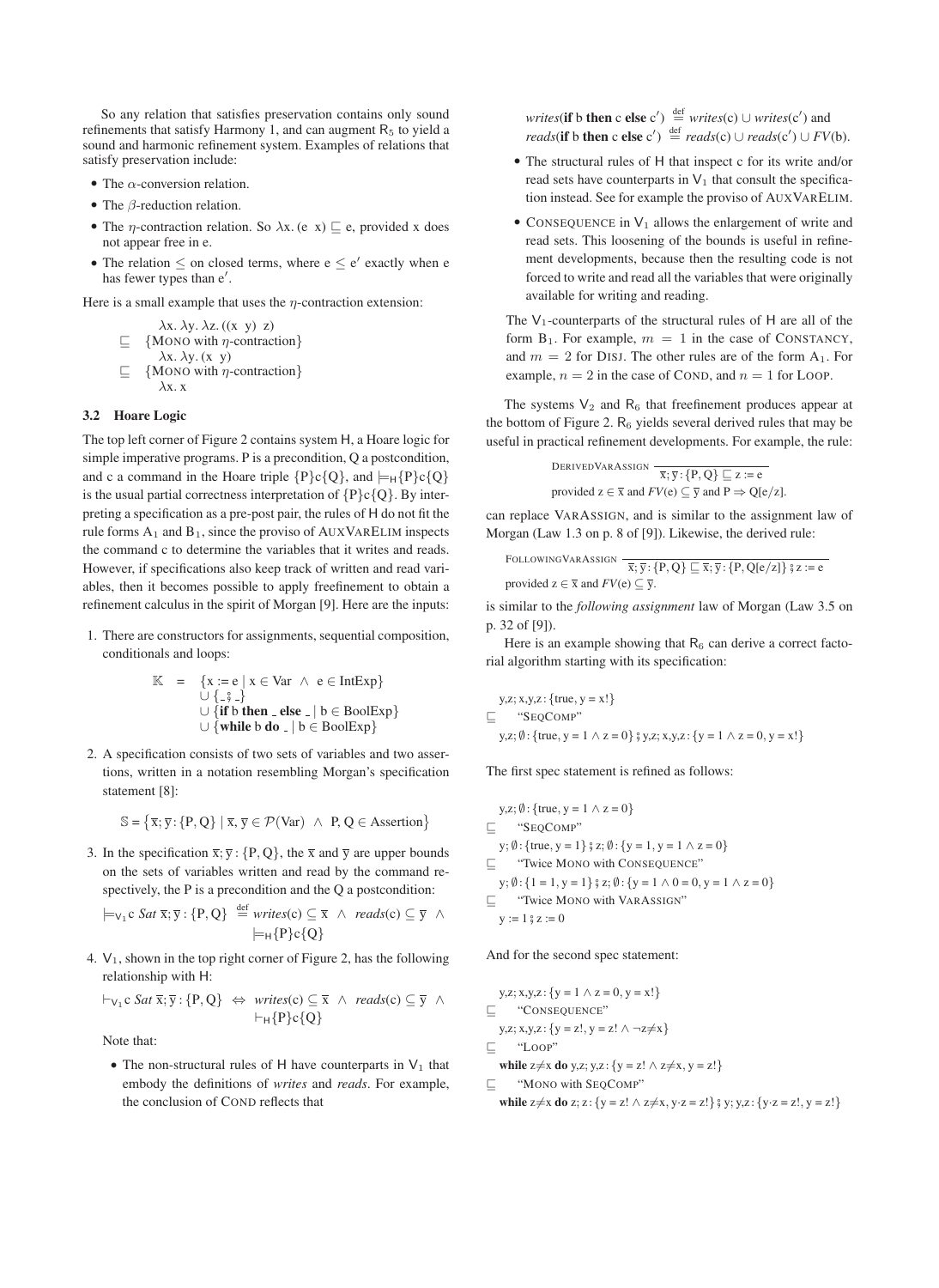So any relation that satisfies preservation contains only sound refinements that satisfy Harmony 1, and can augment $R_5$ to yield a sound and harmonic refinement system. Examples of relations that satisfy preservation include:

- The $\alpha$-conversion relation.
- The $\beta$-reduction relation.
- The $\eta$-contraction relation. So $\lambda x.\,(e\ \ x) \sqsubseteq e$, provided x does not appear free in e.
- The relation $\leq$ on closed terms, where $e \leq e'$ exactly when e has fewer types than $e'$.

Here is a small example that uses the $\eta$-contraction extension:

$$
\begin{array}{ll}
 & \lambda x.\ \lambda y.\ \lambda z.\ ((x\ \ y)\ \ z) \\
\sqsubseteq & \{\text{MONO with } \eta\text{-contraction}\} \\
 & \lambda x.\ \lambda y.\ (x\ \ y) \\
\sqsubseteq & \{\text{MONO with } \eta\text{-contraction}\} \\
 & \lambda x.\ x
\end{array}
$$

### 3.2 Hoare Logic

The top left corner of Figure 2 contains system H, a Hoare logic for simple imperative programs. P is a precondition, Q a postcondition, and c a command in the Hoare triple $\{P\}c\{Q\}$, and $\models_H \{P\}c\{Q\}$ is the usual partial correctness interpretation of $\{P\}c\{Q\}$. By interpreting a specification as a pre-post pair, the rules of H do not fit the rule forms $A_1$ and $B_1$, since the proviso of AUXVARELIM inspects the command c to determine the variables that it writes and reads. However, if specifications also keep track of written and read variables, then it becomes possible to apply freefinement to obtain a refinement calculus in the spirit of Morgan [9]. Here are the inputs:

1. There are constructors for assignments, sequential composition, conditionals and loops:

$$
\begin{array}{rcl}
\mathbb{K} & = & \{x := e \mid x \in \text{Var} \ \wedge\ e \in \text{IntExp}\} \\
 & & \cup\ \{\_\,\text{;}\,\_\} \\
 & & \cup\ \{\textbf{if}\ b\ \textbf{then}\ \_\ \textbf{else}\ \_ \mid b \in \text{BoolExp}\} \\
 & & \cup\ \{\textbf{while}\ b\ \textbf{do}\ \_ \mid b \in \text{BoolExp}\}
\end{array}
$$

2. A specification consists of two sets of variables and two assertions, written in a notation resembling Morgan's specification statement [8]:

$$\mathbb{S} = \{\overline{x}; \overline{y} : \{P, Q\} \mid \overline{x}, \overline{y} \in \mathcal{P}(\text{Var}) \ \wedge\ P, Q \in \text{Assertion}\}$$

3. In the specification $\overline{x}; \overline{y} : \{P, Q\}$, the $\overline{x}$ and $\overline{y}$ are upper bounds on the sets of variables written and read by the command respectively, the P is a precondition and the Q a postcondition:

$$\models_{V_1} c\ \textit{Sat}\ \overline{x}; \overline{y} : \{P, Q\} \ \stackrel{\text{def}}{=}\ \textit{writes}(c) \subseteq \overline{x} \ \wedge\ \textit{reads}(c) \subseteq \overline{y} \ \wedge\ \models_H \{P\}c\{Q\}$$

4. $V_1$, shown in the top right corner of Figure 2, has the following relationship with H:

$$\vdash_{V_1} c\ \textit{Sat}\ \overline{x}; \overline{y} : \{P, Q\} \ \Leftrightarrow\ \textit{writes}(c) \subseteq \overline{x} \ \wedge\ \textit{reads}(c) \subseteq \overline{y} \ \wedge\ \vdash_H \{P\}c\{Q\}$$

   Note that:

   - The non-structural rules of H have counterparts in $V_1$ that embody the definitions of *writes* and *reads*. For example, the conclusion of COND reflects that
   
     $\textit{writes}(\textbf{if}\ b\ \textbf{then}\ c\ \textbf{else}\ c') \stackrel{\text{def}}{=} \textit{writes}(c) \cup \textit{writes}(c')$ and $\textit{reads}(\textbf{if}\ b\ \textbf{then}\ c\ \textbf{else}\ c') \stackrel{\text{def}}{=} \textit{reads}(c) \cup \textit{reads}(c') \cup \textit{FV}(b)$.
   - The structural rules of H that inspect c for its write and/or read sets have counterparts in $V_1$ that consult the specification instead. See for example the proviso of AUXVARELIM.
   - CONSEQUENCE in $V_1$ allows the enlargement of write and read sets. This loosening of the bounds is useful in refinement developments, because then the resulting code is not forced to write and read all the variables that were originally available for writing and reading.

   The $V_1$-counterparts of the structural rules of H are all of the form $B_1$. For example, $m = 1$ in the case of CONSTANCY, and $m = 2$ for DISJ. The other rules are of the form $A_1$. For example, $n = 2$ in the case of COND, and $n = 1$ for LOOP.

The systems $V_2$ and $R_6$ that freefinement produces appear at the bottom of Figure 2. $R_6$ yields several derived rules that may be useful in practical refinement developments. For example, the rule:

$$\text{DERIVEDVARASSIGN}\ \frac{}{\overline{x}; \overline{y} : \{P, Q\} \sqsubseteq z := e}$$

provided $z \in \overline{x}$ and $\textit{FV}(e) \subseteq \overline{y}$ and $P \Rightarrow Q[e/z]$.

can replace VARASSIGN, and is similar to the assignment law of Morgan (Law 1.3 on p. 8 of [9]). Likewise, the derived rule:

$$\text{FOLLOWINGVARASSIGN}\ \frac{}{\overline{x}; \overline{y} : \{P, Q\} \sqsubseteq \overline{x}; \overline{y} : \{P, Q[e/z]\}\,\text{;}\, z := e}$$

provided $z \in \overline{x}$ and $\textit{FV}(e) \subseteq \overline{y}$.

is similar to the *following assignment* law of Morgan (Law 3.5 on p. 32 of [9]).

Here is an example showing that $R_6$ can derive a correct factorial algorithm starting with its specification:

$$
\begin{array}{ll}
 & y,z; x,y,z : \{\text{true}, y = x!\} \\
\sqsubseteq & \text{“SEQCOMP”} \\
 & y,z; \emptyset : \{\text{true}, y = 1 \wedge z = 0\}\,\text{;}\, y,z; x,y,z : \{y = 1 \wedge z = 0, y = x!\}
\end{array}
$$

The first spec statement is refined as follows:

$$
\begin{array}{ll}
 & y,z; \emptyset : \{\text{true}, y = 1 \wedge z = 0\} \\
\sqsubseteq & \text{“SEQCOMP”} \\
 & y; \emptyset : \{\text{true}, y = 1\}\,\text{;}\, z; \emptyset : \{y = 1, y = 1 \wedge z = 0\} \\
\sqsubseteq & \text{“Twice MONO with CONSEQUENCE”} \\
 & y; \emptyset : \{1 = 1, y = 1\}\,\text{;}\, z; \emptyset : \{y = 1 \wedge 0 = 0, y = 1 \wedge z = 0\} \\
\sqsubseteq & \text{“Twice MONO with VARASSIGN”} \\
 & y := 1\,\text{;}\, z := 0
\end{array}
$$

And for the second spec statement:

$$
\begin{array}{ll}
 & y,z; x,y,z : \{y = 1 \wedge z = 0, y = x!\} \\
\sqsubseteq & \text{“CONSEQUENCE”} \\
 & y,z; x,y,z : \{y = z!, y = z! \wedge \neg z \neq x\} \\
\sqsubseteq & \text{“LOOP”} \\
 & \textbf{while}\ z \neq x\ \textbf{do}\ y,z; y,z : \{y = z! \wedge z \neq x, y = z!\} \\
\sqsubseteq & \text{“MONO with SEQCOMP”} \\
 & \textbf{while}\ z \neq x\ \textbf{do}\ z; z : \{y = z! \wedge z \neq x, y \cdot z = z!\}\,\text{;}\, y; y,z : \{y \cdot z = z!, y = z!\}
\end{array}
$$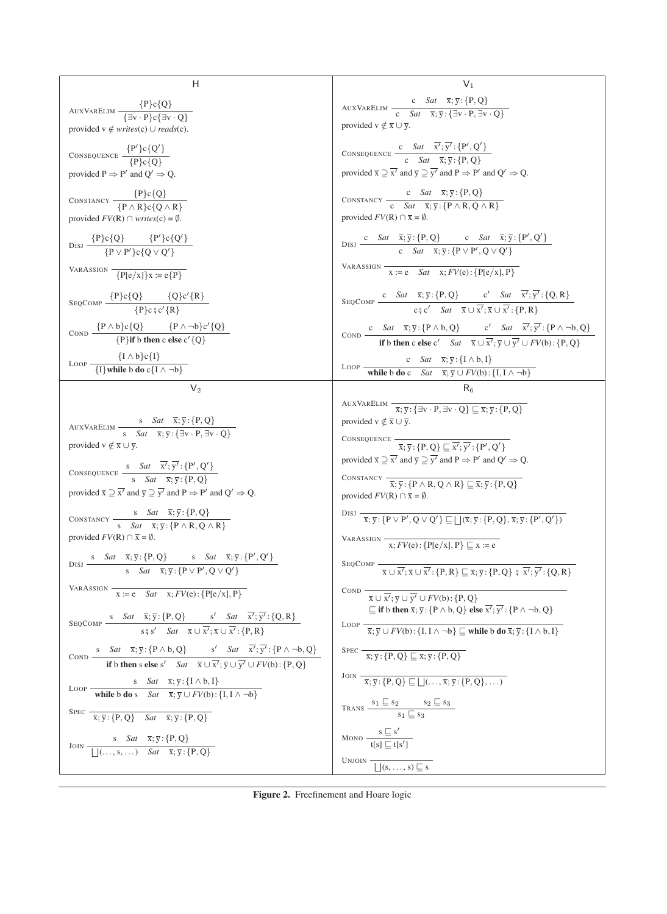## H

AUXVARELIM $\dfrac{\{P\}c\{Q\}}{\{\exists v \cdot P\}c\{\exists v \cdot Q\}}$
provided $v \notin writes(c) \cup reads(c)$.

CONSEQUENCE $\dfrac{\{P'\}c\{Q'\}}{\{P\}c\{Q\}}$
provided $P \Rightarrow P'$ and $Q' \Rightarrow Q$.

CONSTANCY $\dfrac{\{P\}c\{Q\}}{\{P \wedge R\}c\{Q \wedge R\}}$
provided $FV(R) \cap writes(c) = \emptyset$.

DISJ $\dfrac{\{P\}c\{Q\} \qquad \{P'\}c\{Q'\}}{\{P \vee P'\}c\{Q \vee Q'\}}$

VARASSIGN $\dfrac{}{\{P[e/x]\}x := e\{P\}}$

SEQCOMP $\dfrac{\{P\}c\{Q\} \qquad \{Q\}c'\{R\}}{\{P\}c \mathbin{;} c'\{R\}}$

COND $\dfrac{\{P \wedge b\}c\{Q\} \qquad \{P \wedge \neg b\}c'\{Q\}}{\{P\}\textbf{if } b \textbf{ then } c \textbf{ else } c'\{Q\}}$

LOOP $\dfrac{\{I \wedge b\}c\{I\}}{\{I\}\textbf{while } b \textbf{ do } c\{I \wedge \neg b\}}$

## $V_1$

AUXVARELIM $\dfrac{c \quad Sat \quad \overline{x}; \overline{y}: \{P, Q\}}{c \quad Sat \quad \overline{x}; \overline{y}: \{\exists v \cdot P, \exists v \cdot Q\}}$
provided $v \notin \overline{x} \cup \overline{y}$.

CONSEQUENCE $\dfrac{c \quad Sat \quad \overline{x'}; \overline{y'}: \{P', Q'\}}{c \quad Sat \quad \overline{x}; \overline{y}: \{P, Q\}}$
provided $\overline{x} \supseteq \overline{x'}$ and $\overline{y} \supseteq \overline{y'}$ and $P \Rightarrow P'$ and $Q' \Rightarrow Q$.

CONSTANCY $\dfrac{c \quad Sat \quad \overline{x}; \overline{y}: \{P, Q\}}{c \quad Sat \quad \overline{x}; \overline{y}: \{P \wedge R, Q \wedge R\}}$
provided $FV(R) \cap \overline{x} = \emptyset$.

DISJ $\dfrac{c \quad Sat \quad \overline{x}; \overline{y}: \{P, Q\} \qquad c \quad Sat \quad \overline{x}; \overline{y}: \{P', Q'\}}{c \quad Sat \quad \overline{x}; \overline{y}: \{P \vee P', Q \vee Q'\}}$

VARASSIGN $\dfrac{}{x := e \quad Sat \quad x; FV(e): \{P[e/x], P\}}$

SEQCOMP $\dfrac{c \quad Sat \quad \overline{x}; \overline{y}: \{P, Q\} \qquad c' \quad Sat \quad \overline{x'}; \overline{y'}: \{Q, R\}}{c \mathbin{;} c' \quad Sat \quad \overline{x} \cup \overline{x'}; \overline{x} \cup \overline{x'}: \{P, R\}}$

COND $\dfrac{c \quad Sat \quad \overline{x}; \overline{y}: \{P \wedge b, Q\} \qquad c' \quad Sat \quad \overline{x'}; \overline{y'}: \{P \wedge \neg b, Q\}}{\textbf{if } b \textbf{ then } c \textbf{ else } c' \quad Sat \quad \overline{x} \cup \overline{x'}; \overline{y} \cup \overline{y'} \cup FV(b): \{P, Q\}}$

LOOP $\dfrac{c \quad Sat \quad \overline{x}; \overline{y}: \{I \wedge b, I\}}{\textbf{while } b \textbf{ do } c \quad Sat \quad \overline{x}; \overline{y} \cup FV(b): \{I, I \wedge \neg b\}}$

## $V_2$

AUXVARELIM $\dfrac{s \quad Sat \quad \overline{x}; \overline{y}: \{P, Q\}}{s \quad Sat \quad \overline{x}; \overline{y}: \{\exists v \cdot P, \exists v \cdot Q\}}$
provided $v \notin \overline{x} \cup \overline{y}$.

CONSEQUENCE $\dfrac{s \quad Sat \quad \overline{x'}; \overline{y'}: \{P', Q'\}}{s \quad Sat \quad \overline{x}; \overline{y}: \{P, Q\}}$
provided $\overline{x} \supseteq \overline{x'}$ and $\overline{y} \supseteq \overline{y'}$ and $P \Rightarrow P'$ and $Q' \Rightarrow Q$.

CONSTANCY $\dfrac{s \quad Sat \quad \overline{x}; \overline{y}: \{P, Q\}}{s \quad Sat \quad \overline{x}; \overline{y}: \{P \wedge R, Q \wedge R\}}$
provided $FV(R) \cap \overline{x} = \emptyset$.

DISJ $\dfrac{s \quad Sat \quad \overline{x}; \overline{y}: \{P, Q\} \qquad s \quad Sat \quad \overline{x}; \overline{y}: \{P', Q'\}}{s \quad Sat \quad \overline{x}; \overline{y}: \{P \vee P', Q \vee Q'\}}$

VARASSIGN $\dfrac{}{x := e \quad Sat \quad x; FV(e): \{P[e/x], P\}}$

SEQCOMP $\dfrac{s \quad Sat \quad \overline{x}; \overline{y}: \{P, Q\} \qquad s' \quad Sat \quad \overline{x'}; \overline{y'}: \{Q, R\}}{s \mathbin{;} s' \quad Sat \quad \overline{x} \cup \overline{x'}; \overline{x} \cup \overline{x'}: \{P, R\}}$

COND $\dfrac{s \quad Sat \quad \overline{x}; \overline{y}: \{P \wedge b, Q\} \qquad s' \quad Sat \quad \overline{x'}; \overline{y'}: \{P \wedge \neg b, Q\}}{\textbf{if } b \textbf{ then } s \textbf{ else } s' \quad Sat \quad \overline{x} \cup \overline{x'}; \overline{y} \cup \overline{y'} \cup FV(b): \{P, Q\}}$

LOOP $\dfrac{s \quad Sat \quad \overline{x}; \overline{y}: \{I \wedge b, I\}}{\textbf{while } b \textbf{ do } s \quad Sat \quad \overline{x}; \overline{y} \cup FV(b): \{I, I \wedge \neg b\}}$

SPEC $\dfrac{}{\overline{x}; \overline{y}: \{P, Q\} \quad Sat \quad \overline{x}; \overline{y}: \{P, Q\}}$

JOIN $\dfrac{s \quad Sat \quad \overline{x}; \overline{y}: \{P, Q\}}{\bigsqcup(\ldots, s, \ldots) \quad Sat \quad \overline{x}; \overline{y}: \{P, Q\}}$

## $R_6$

AUXVARELIM $\dfrac{}{\overline{x}; \overline{y}: \{\exists v \cdot P, \exists v \cdot Q\} \sqsubseteq \overline{x}; \overline{y}: \{P, Q\}}$
provided $v \notin \overline{x} \cup \overline{y}$.

CONSEQUENCE $\dfrac{}{\overline{x}; \overline{y}: \{P, Q\} \sqsubseteq \overline{x'}; \overline{y'}: \{P', Q'\}}$
provided $\overline{x} \supseteq \overline{x'}$ and $\overline{y} \supseteq \overline{y'}$ and $P \Rightarrow P'$ and $Q' \Rightarrow Q$.

CONSTANCY $\dfrac{}{\overline{x}; \overline{y}: \{P \wedge R, Q \wedge R\} \sqsubseteq \overline{x}; \overline{y}: \{P, Q\}}$
provided $FV(R) \cap \overline{x} = \emptyset$.

DISJ $\dfrac{}{\overline{x}; \overline{y}: \{P \vee P', Q \vee Q'\} \sqsubseteq \bigsqcup(\overline{x}; \overline{y}: \{P, Q\}, \overline{x}; \overline{y}: \{P', Q'\})}$

VARASSIGN $\dfrac{}{x; FV(e): \{P[e/x], P\} \sqsubseteq x := e}$

SEQCOMP $\dfrac{}{\overline{x} \cup \overline{x'}; \overline{x} \cup \overline{x'}: \{P, R\} \sqsubseteq \overline{x}; \overline{y}: \{P, Q\} \mathbin{;} \overline{x'}; \overline{y'}: \{Q, R\}}$

COND $\dfrac{}{\overline{x} \cup \overline{x'}; \overline{y} \cup \overline{y'} \cup FV(b): \{P, Q\} \sqsubseteq \textbf{if } b \textbf{ then } \overline{x}; \overline{y}: \{P \wedge b, Q\} \textbf{ else } \overline{x'}; \overline{y'}: \{P \wedge \neg b, Q\}}$

LOOP $\dfrac{}{\overline{x}; \overline{y} \cup FV(b): \{I, I \wedge \neg b\} \sqsubseteq \textbf{while } b \textbf{ do } \overline{x}; \overline{y}: \{I \wedge b, I\}}$

SPEC $\dfrac{}{\overline{x}; \overline{y}: \{P, Q\} \sqsubseteq \overline{x}; \overline{y}: \{P, Q\}}$

JOIN $\dfrac{}{\overline{x}; \overline{y}: \{P, Q\} \sqsubseteq \bigsqcup(\ldots, \overline{x}; \overline{y}: \{P, Q\}, \ldots)}$

TRANS $\dfrac{s_1 \sqsubseteq s_2 \qquad s_2 \sqsubseteq s_3}{s_1 \sqsubseteq s_3}$

MONO $\dfrac{s \sqsubseteq s'}{t[s] \sqsubseteq t[s']}$

UNJOIN $\dfrac{}{\bigsqcup(s, \ldots, s) \sqsubseteq s}$

**Figure 2.** Freefinement and Hoare logic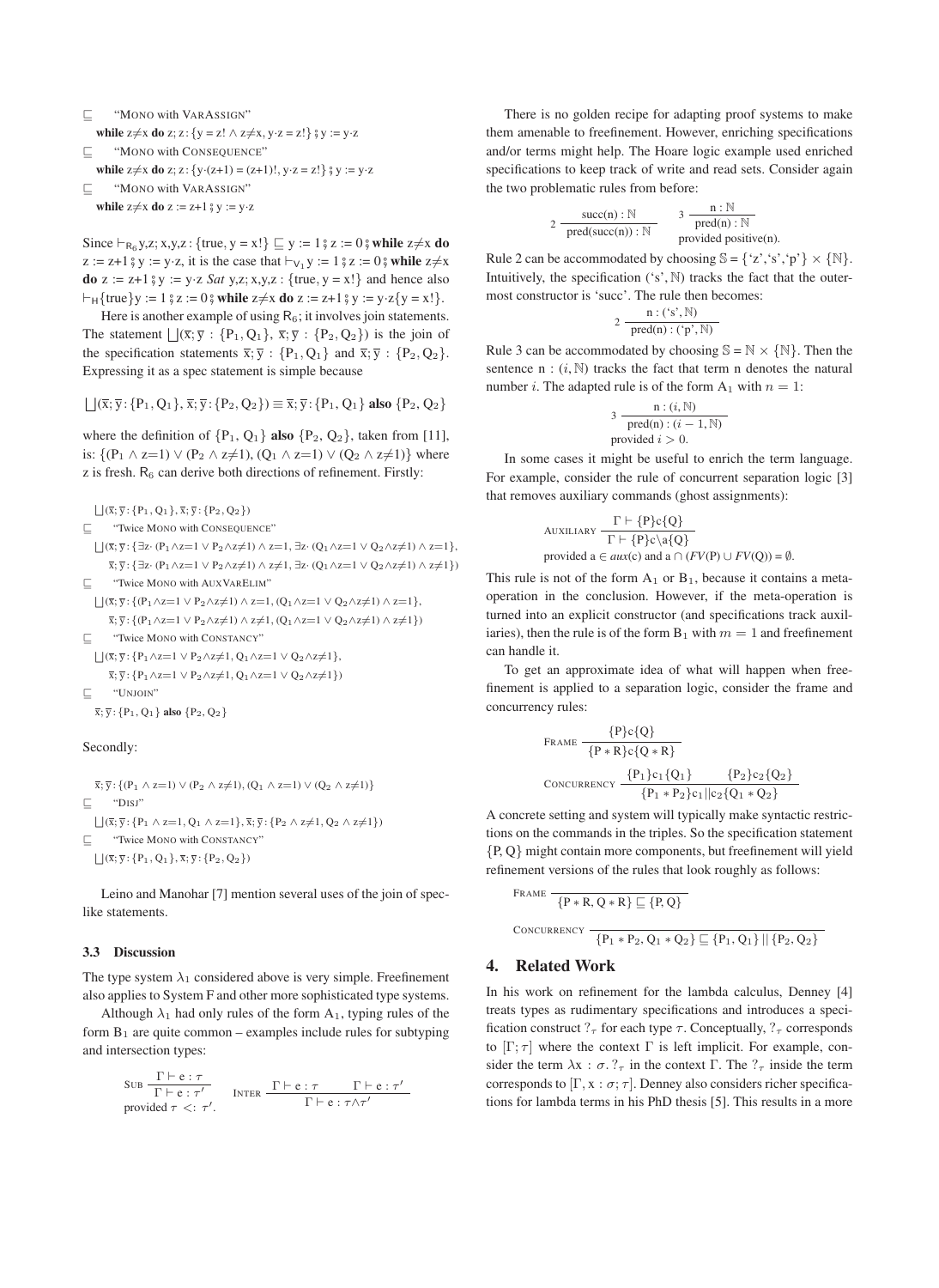$\sqsubseteq$ "MONO with VARASSIGN"

**while** z≠x **do** z; z : {y = z! ∧ z≠x, y·z = z!} ; y := y·z

$\sqsubseteq$ "MONO with CONSEQUENCE"

**while** z≠x **do** z; z : {y·(z+1) = (z+1)!, y·z = z!} ; y := y·z

$\sqsubseteq$ "MONO with VARASSIGN"

**while** z≠x **do** z := z+1 ; y := y·z

Since $\vdash_{R_6}$ y,z; x,y,z : {true, y = x!} $\sqsubseteq$ y := 1 ; z := 0 ; **while** z≠x **do** z := z+1 ; y := y·z, it is the case that $\vdash_{V_1}$ y := 1 ; z := 0 ; **while** z≠x **do** z := z+1 ; y := y·z *Sat* y,z; x,y,z : {true, y = x!} and hence also $\vdash_H$ {true}y := 1 ; z := 0 ; **while** z≠x **do** z := z+1 ; y := y·z{y = x!}.

Here is another example of using $R_6$; it involves join statements. The statement $\bigsqcup$(x̄; ȳ : {$P_1$, $Q_1$}, x̄; ȳ : {$P_2$, $Q_2$}) is the join of the specification statements x̄; ȳ : {$P_1$, $Q_1$} and x̄; ȳ : {$P_2$, $Q_2$}. Expressing it as a spec statement is simple because

$\bigsqcup$(x̄; ȳ : {$P_1$, $Q_1$}, x̄; ȳ : {$P_2$, $Q_2$}) ≡ x̄; ȳ : {$P_1$, $Q_1$} **also** {$P_2$, $Q_2$}

where the definition of {$P_1$, $Q_1$} **also** {$P_2$, $Q_2$}, taken from [11], is: {($P_1$ ∧ z=1) ∨ ($P_2$ ∧ z≠1), ($Q_1$ ∧ z=1) ∨ ($Q_2$ ∧ z≠1)} where z is fresh. $R_6$ can derive both directions of refinement. Firstly:

$\bigsqcup$(x̄; ȳ : {$P_1$, $Q_1$}, x̄; ȳ : {$P_2$, $Q_2$})

$\sqsubseteq$ "Twice MONO with CONSEQUENCE"

$\bigsqcup$(x̄; ȳ : {∃z· ($P_1$∧z=1 ∨ $P_2$∧z≠1) ∧ z=1, ∃z· ($Q_1$∧z=1 ∨ $Q_2$∧z≠1) ∧ z=1},
x̄; ȳ : {∃z· ($P_1$∧z=1 ∨ $P_2$∧z≠1) ∧ z≠1, ∃z· ($Q_1$∧z=1 ∨ $Q_2$∧z≠1) ∧ z≠1})

$\sqsubseteq$ "Twice MONO with AUXVARELIM"

$\bigsqcup$(x̄; ȳ : {($P_1$∧z=1 ∨ $P_2$∧z≠1) ∧ z=1, ($Q_1$∧z=1 ∨ $Q_2$∧z≠1) ∧ z=1},
x̄; ȳ : {($P_1$∧z=1 ∨ $P_2$∧z≠1) ∧ z≠1, ($Q_1$∧z=1 ∨ $Q_2$∧z≠1) ∧ z≠1})

$\sqsubseteq$ "Twice MONO with CONSTANCY"

$\bigsqcup$(x̄; ȳ : {$P_1$∧z=1 ∨ $P_2$∧z≠1, $Q_1$∧z=1 ∨ $Q_2$∧z≠1},
x̄; ȳ : {$P_1$∧z=1 ∨ $P_2$∧z≠1, $Q_1$∧z=1 ∨ $Q_2$∧z≠1})

$\sqsubseteq$ "UNJOIN"

x̄; ȳ : {$P_1$, $Q_1$} **also** {$P_2$, $Q_2$}

Secondly:

x̄; ȳ : {($P_1$ ∧ z=1) ∨ ($P_2$ ∧ z≠1), ($Q_1$ ∧ z=1) ∨ ($Q_2$ ∧ z≠1)}

$\sqsubseteq$ "DISJ"

$\bigsqcup$(x̄; ȳ : {$P_1$ ∧ z=1, $Q_1$ ∧ z=1}, x̄; ȳ : {$P_2$ ∧ z≠1, $Q_2$ ∧ z≠1})

$\sqsubseteq$ "Twice MONO with CONSTANCY"

$\bigsqcup$(x̄; ȳ : {$P_1$, $Q_1$}, x̄; ȳ : {$P_2$, $Q_2$})

Leino and Manohar [7] mention several uses of the join of spec-like statements.

### 3.3 Discussion

The type system $\lambda_1$ considered above is very simple. Freefinement also applies to System F and other more sophisticated type systems.

Although $\lambda_1$ had only rules of the form $A_1$, typing rules of the form $B_1$ are quite common – examples include rules for subtyping and intersection types:

$$\text{SUB}\ \frac{\Gamma \vdash e : \tau}{\Gamma \vdash e : \tau'} \quad \text{provided } \tau <: \tau'. \qquad \text{INTER}\ \frac{\Gamma \vdash e : \tau \qquad \Gamma \vdash e : \tau'}{\Gamma \vdash e : \tau \wedge \tau'}$$

There is no golden recipe for adapting proof systems to make them amenable to freefinement. However, enriching specifications and/or terms might help. The Hoare logic example used enriched specifications to keep track of write and read sets. Consider again the two problematic rules from before:

$$2\ \frac{\mathrm{succ}(n) : \mathbb{N}}{\mathrm{pred}(\mathrm{succ}(n)) : \mathbb{N}} \qquad 3\ \frac{n : \mathbb{N}}{\mathrm{pred}(n) : \mathbb{N}} \quad \text{provided positive}(n).$$

Rule 2 can be accommodated by choosing $\mathbb{S} = \{\text{'z'}, \text{'s'}, \text{'p'}\} \times \{\mathbb{N}\}$. Intuitively, the specification ('s', $\mathbb{N}$) tracks the fact that the outermost constructor is 'succ'. The rule then becomes:

$$2\ \frac{n : (\text{'s'}, \mathbb{N})}{\mathrm{pred}(n) : (\text{'p'}, \mathbb{N})}$$

Rule 3 can be accommodated by choosing $\mathbb{S} = \mathbb{N} \times \{\mathbb{N}\}$. Then the sentence n : $(i, \mathbb{N})$ tracks the fact that term n denotes the natural number $i$. The adapted rule is of the form $A_1$ with $n = 1$:

$$3\ \frac{n : (i, \mathbb{N})}{\mathrm{pred}(n) : (i-1, \mathbb{N})} \quad \text{provided } i > 0.$$

In some cases it might be useful to enrich the term language. For example, consider the rule of concurrent separation logic [3] that removes auxiliary commands (ghost assignments):

$$\text{AUXILIARY}\ \frac{\Gamma \vdash \{P\}c\{Q\}}{\Gamma \vdash \{P\}c\backslash a\{Q\}} \quad \text{provided } a \in aux(c) \text{ and } a \cap (FV(P) \cup FV(Q)) = \emptyset.$$

This rule is not of the form $A_1$ or $B_1$, because it contains a meta-operation in the conclusion. However, if the meta-operation is turned into an explicit constructor (and specifications track auxiliaries), then the rule is of the form $B_1$ with $m = 1$ and freefinement can handle it.

To get an approximate idea of what will happen when freefinement is applied to a separation logic, consider the frame and concurrency rules:

$$\text{FRAME}\ \frac{\{P\}c\{Q\}}{\{P * R\}c\{Q * R\}}$$

$$\text{CONCURRENCY}\ \frac{\{P_1\}c_1\{Q_1\} \qquad \{P_2\}c_2\{Q_2\}}{\{P_1 * P_2\}c_1 \| c_2\{Q_1 * Q_2\}}$$

A concrete setting and system will typically make syntactic restrictions on the commands in the triples. So the specification statement {P, Q} might contain more components, but freefinement will yield refinement versions of the rules that look roughly as follows:

$$\text{FRAME}\ \frac{}{\{P * R, Q * R\} \sqsubseteq \{P, Q\}}$$

$$\text{CONCURRENCY}\ \frac{}{\{P_1 * P_2, Q_1 * Q_2\} \sqsubseteq \{P_1, Q_1\} \,\|\, \{P_2, Q_2\}}$$

## 4. Related Work

In his work on refinement for the lambda calculus, Denney [4] treats types as rudimentary specifications and introduces a specification construct $?_\tau$ for each type $\tau$. Conceptually, $?_\tau$ corresponds to $[\Gamma; \tau]$ where the context $\Gamma$ is left implicit. For example, consider the term $\lambda x : \sigma. ?_\tau$ in the context $\Gamma$. The $?_\tau$ inside the term corresponds to $[\Gamma, x : \sigma; \tau]$. Denney also considers richer specifications for lambda terms in his PhD thesis [5]. This results in a more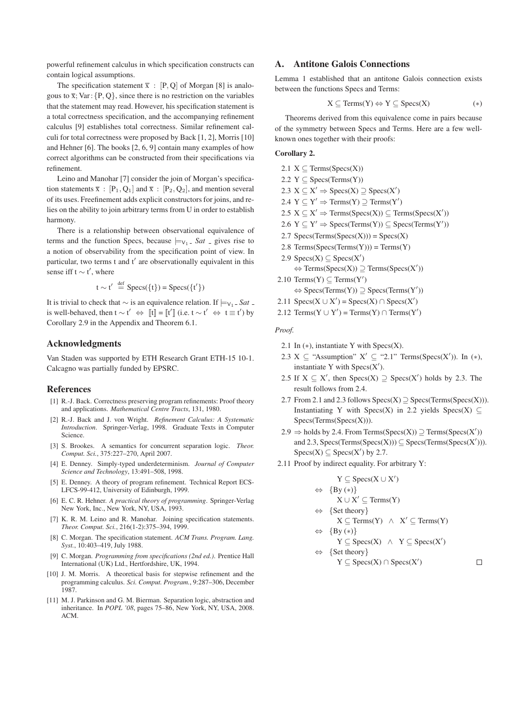powerful refinement calculus in which specification constructs can contain logical assumptions.

The specification statement $\overline{x} : [P, Q]$ of Morgan [8] is analogous to $\overline{x}; \mathrm{Var}: \{P, Q\}$, since there is no restriction on the variables that the statement may read. However, his specification statement is a total correctness specification, and the accompanying refinement calculus [9] establishes total correctness. Similar refinement calculi for total correctness were proposed by Back [1, 2], Morris [10] and Hehner [6]. The books [2, 6, 9] contain many examples of how correct algorithms can be constructed from their specifications via refinement.

Leino and Manohar [7] consider the join of Morgan's specification statements $\overline{x} : [P_1, Q_1]$ and $\overline{x} : [P_2, Q_2]$, and mention several of its uses. Freefinement adds explicit constructors for joins, and relies on the ability to join arbitrary terms from U in order to establish harmony.

There is a relationship between observational equivalence of terms and the function Specs, because $\models_{V_1}$ _ *Sat* _ gives rise to a notion of observability from the specification point of view. In particular, two terms t and t′ are observationally equivalent in this sense iff $t \sim t'$, where

$$t \sim t' \stackrel{\text{def}}{=} \mathrm{Specs}(\{t\}) = \mathrm{Specs}(\{t'\})$$

It is trivial to check that $\sim$ is an equivalence relation. If $\models_{V_1}$ _ *Sat* _ is well-behaved, then $t \sim t' \Leftrightarrow [\![t]\!] = [\![t']\!]$ (i.e. $t \sim t' \Leftrightarrow t \equiv t'$) by Corollary 2.9 in the Appendix and Theorem 6.1.

## Acknowledgments

Van Staden was supported by ETH Research Grant ETH-15 10-1. Calcagno was partially funded by EPSRC.

## References

[1] R.-J. Back. Correctness preserving program refinements: Proof theory and applications. *Mathematical Centre Tracts*, 131, 1980.

[2] R.-J. Back and J. von Wright. *Refinement Calculus: A Systematic Introduction*. Springer-Verlag, 1998. Graduate Texts in Computer Science.

[3] S. Brookes. A semantics for concurrent separation logic. *Theor. Comput. Sci.*, 375:227–270, April 2007.

[4] E. Denney. Simply-typed underdeterminism. *Journal of Computer Science and Technology*, 13:491–508, 1998.

[5] E. Denney. A theory of program refinement. Technical Report ECS-LFCS-99-412, University of Edinburgh, 1999.

[6] E. C. R. Hehner. *A practical theory of programming*. Springer-Verlag New York, Inc., New York, NY, USA, 1993.

[7] K. R. M. Leino and R. Manohar. Joining specification statements. *Theor. Comput. Sci.*, 216(1-2):375–394, 1999.

[8] C. Morgan. The specification statement. *ACM Trans. Program. Lang. Syst.*, 10:403–419, July 1988.

[9] C. Morgan. *Programming from specifications (2nd ed.)*. Prentice Hall International (UK) Ltd., Hertfordshire, UK, 1994.

[10] J. M. Morris. A theoretical basis for stepwise refinement and the programming calculus. *Sci. Comput. Program.*, 9:287–306, December 1987.

[11] M. J. Parkinson and G. M. Bierman. Separation logic, abstraction and inheritance. In *POPL '08*, pages 75–86, New York, NY, USA, 2008. ACM.

## A. Antitone Galois Connections

Lemma 1 established that an antitone Galois connection exists between the functions Specs and Terms:

$$X \subseteq \mathrm{Terms}(Y) \Leftrightarrow Y \subseteq \mathrm{Specs}(X) \qquad (*)$$

Theorems derived from this equivalence come in pairs because of the symmetry between Specs and Terms. Here are a few well-known ones together with their proofs:

**Corollary 2.**

- 2.1 $X \subseteq \mathrm{Terms}(\mathrm{Specs}(X))$
- 2.2 $Y \subseteq \mathrm{Specs}(\mathrm{Terms}(Y))$
- 2.3 $X \subseteq X' \Rightarrow \mathrm{Specs}(X) \supseteq \mathrm{Specs}(X')$
- 2.4 $Y \subseteq Y' \Rightarrow \mathrm{Terms}(Y) \supseteq \mathrm{Terms}(Y')$
- 2.5 $X \subseteq X' \Rightarrow \mathrm{Terms}(\mathrm{Specs}(X)) \subseteq \mathrm{Terms}(\mathrm{Specs}(X'))$
- 2.6 $Y \subseteq Y' \Rightarrow \mathrm{Specs}(\mathrm{Terms}(Y)) \subseteq \mathrm{Specs}(\mathrm{Terms}(Y'))$
- 2.7 $\mathrm{Specs}(\mathrm{Terms}(\mathrm{Specs}(X))) = \mathrm{Specs}(X)$
- 2.8 $\mathrm{Terms}(\mathrm{Specs}(\mathrm{Terms}(Y))) = \mathrm{Terms}(Y)$
- 2.9 $\mathrm{Specs}(X) \subseteq \mathrm{Specs}(X')$ $\Leftrightarrow \mathrm{Terms}(\mathrm{Specs}(X)) \supseteq \mathrm{Terms}(\mathrm{Specs}(X'))$
- 2.10 $\mathrm{Terms}(Y) \subseteq \mathrm{Terms}(Y')$ $\Leftrightarrow \mathrm{Specs}(\mathrm{Terms}(Y)) \supseteq \mathrm{Specs}(\mathrm{Terms}(Y'))$
- 2.11 $\mathrm{Specs}(X \cup X') = \mathrm{Specs}(X) \cap \mathrm{Specs}(X')$
- 2.12 $\mathrm{Terms}(Y \cup Y') = \mathrm{Terms}(Y) \cap \mathrm{Terms}(Y')$

*Proof.*

- 2.1 In $(*)$, instantiate Y with Specs(X).
- 2.3 $X \subseteq$ "Assumption" $X' \subseteq$ "2.1" $\mathrm{Terms}(\mathrm{Specs}(X'))$. In $(*)$, instantiate Y with Specs(X′).
- 2.5 If $X \subseteq X'$, then $\mathrm{Specs}(X) \supseteq \mathrm{Specs}(X')$ holds by 2.3. The result follows from 2.4.
- 2.7 From 2.1 and 2.3 follows $\mathrm{Specs}(X) \supseteq \mathrm{Specs}(\mathrm{Terms}(\mathrm{Specs}(X)))$. Instantiating Y with Specs(X) in 2.2 yields $\mathrm{Specs}(X) \subseteq \mathrm{Specs}(\mathrm{Terms}(\mathrm{Specs}(X)))$.
- 2.9 $\Rightarrow$ holds by 2.4. From $\mathrm{Terms}(\mathrm{Specs}(X)) \supseteq \mathrm{Terms}(\mathrm{Specs}(X'))$ and 2.3, $\mathrm{Specs}(\mathrm{Terms}(\mathrm{Specs}(X))) \subseteq \mathrm{Specs}(\mathrm{Terms}(\mathrm{Specs}(X')))$. $\mathrm{Specs}(X) \subseteq \mathrm{Specs}(X')$ by 2.7.
- 2.11 Proof by indirect equality. For arbitrary Y:

$$
\begin{aligned}
& Y \subseteq \mathrm{Specs}(X \cup X') \\
\Leftrightarrow\ & \{\text{By } (*)\} \\
& X \cup X' \subseteq \mathrm{Terms}(Y) \\
\Leftrightarrow\ & \{\text{Set theory}\} \\
& X \subseteq \mathrm{Terms}(Y) \ \wedge\ X' \subseteq \mathrm{Terms}(Y) \\
\Leftrightarrow\ & \{\text{By } (*)\} \\
& Y \subseteq \mathrm{Specs}(X) \ \wedge\ Y \subseteq \mathrm{Specs}(X') \\
\Leftrightarrow\ & \{\text{Set theory}\} \\
& Y \subseteq \mathrm{Specs}(X) \cap \mathrm{Specs}(X')
\end{aligned}
$$

□